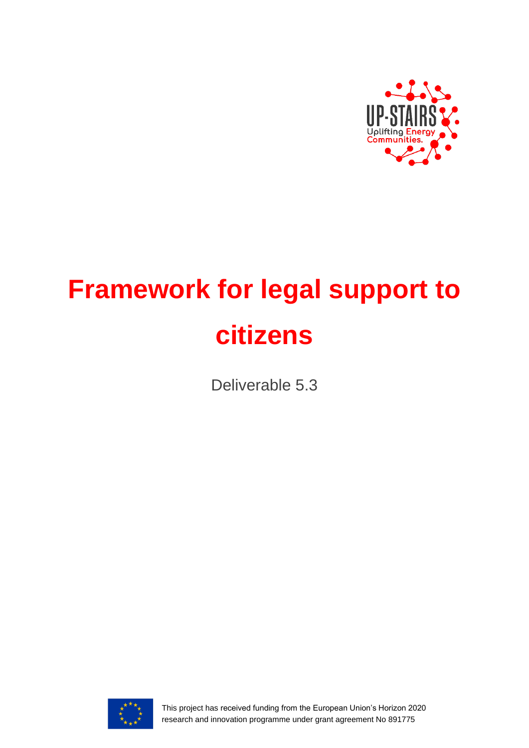# Framework for legal support to citizens

Deliverable 5.3

This project has received funding from the European Union's Horizon 2020 research and innovation programme under grant agreement No 891775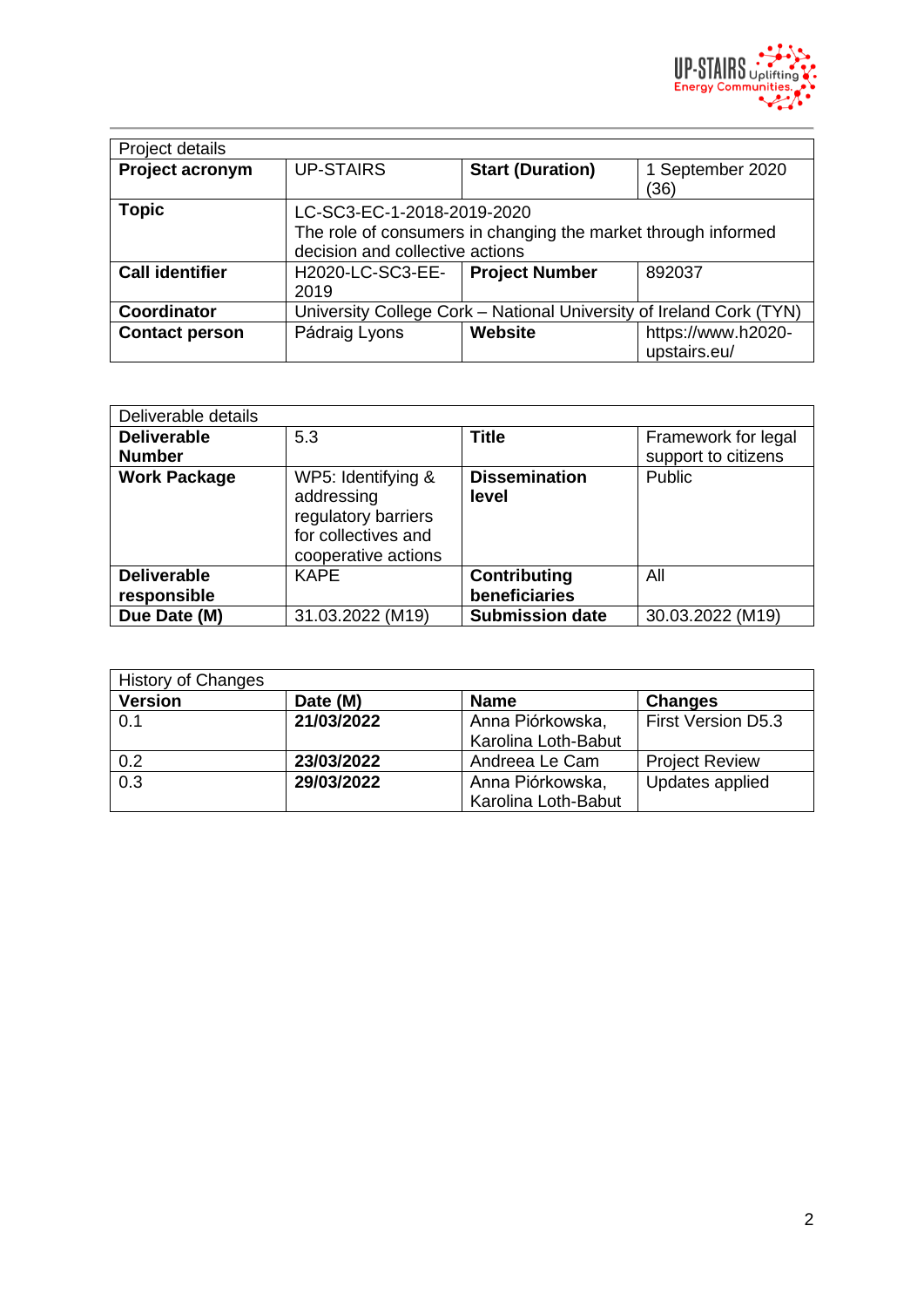| Project details | | | |
|---|---|---|---|
| **Project acronym** | UP-STAIRS | **Start (Duration)** | 1 September 2020 (36) |
| **Topic** | LC-SC3-EC-1-2018-2019-2020<br>The role of consumers in changing the market through informed decision and collective actions | | |
| **Call identifier** | H2020-LC-SC3-EE-2019 | **Project Number** | 892037 |
| **Coordinator** | University College Cork – National University of Ireland Cork (TYN) | | |
| **Contact person** | Pádraig Lyons | **Website** | https://www.h2020-upstairs.eu/ |

| Deliverable details | | | |
|---|---|---|---|
| **Deliverable Number** | 5.3 | **Title** | Framework for legal support to citizens |
| **Work Package** | WP5: Identifying & addressing regulatory barriers for collectives and cooperative actions | **Dissemination level** | Public |
| **Deliverable responsible** | KAPE | **Contributing beneficiaries** | All |
| **Due Date (M)** | 31.03.2022 (M19) | **Submission date** | 30.03.2022 (M19) |

| History of Changes | | | |
|---|---|---|---|
| **Version** | **Date (M)** | **Name** | **Changes** |
| 0.1 | **21/03/2022** | Anna Piórkowska, Karolina Loth-Babut | First Version D5.3 |
| 0.2 | **23/03/2022** | Andreea Le Cam | Project Review |
| 0.3 | **29/03/2022** | Anna Piórkowska, Karolina Loth-Babut | Updates applied |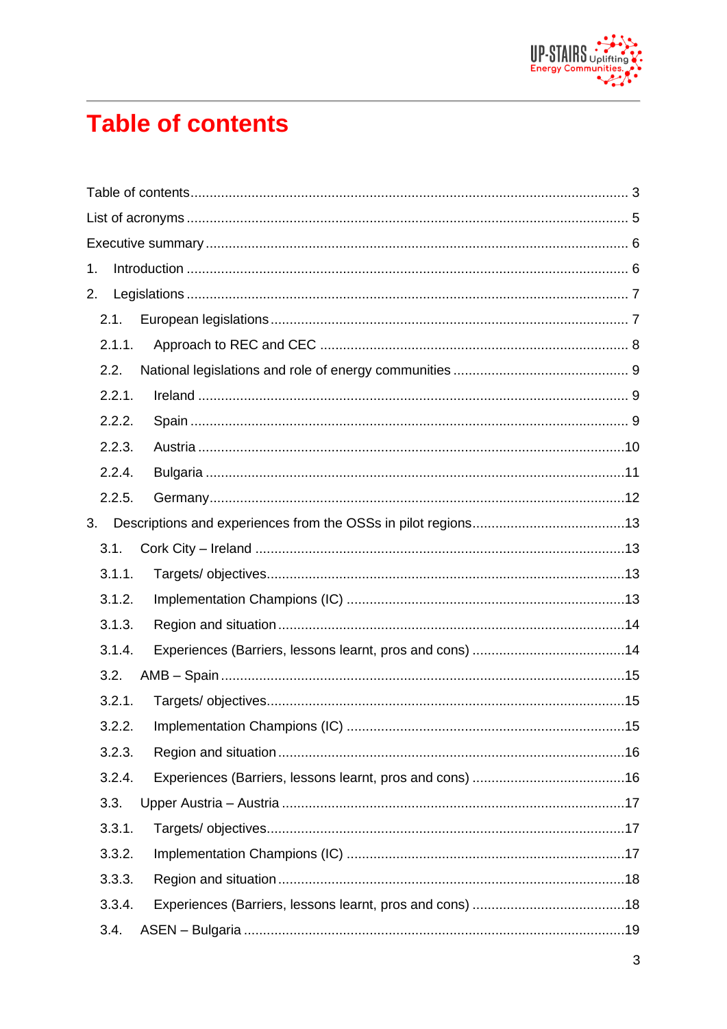# Table of contents

Table of contents ........................................................................................................ 3

List of acronyms ........................................................................................................... 5

Executive summary ....................................................................................................... 6

1. Introduction ............................................................................................................. 6

2. Legislations ............................................................................................................. 7

2.1. European legislations ............................................................................................ 7

2.1.1. Approach to REC and CEC ................................................................................. 8

2.2. National legislations and role of energy communities ............................................ 9

2.2.1. Ireland ................................................................................................................ 9

2.2.2. Spain .................................................................................................................. 9

2.2.3. Austria ............................................................................................................... 10

2.2.4. Bulgaria ............................................................................................................. 11

2.2.5. Germany ............................................................................................................ 12

3. Descriptions and experiences from the OSSs in pilot regions ................................... 13

3.1. Cork City – Ireland ............................................................................................... 13

3.1.1. Targets/ objectives ............................................................................................. 13

3.1.2. Implementation Champions (IC) ........................................................................ 13

3.1.3. Region and situation .......................................................................................... 14

3.1.4. Experiences (Barriers, lessons learnt, pros and cons) ........................................ 14

3.2. AMB – Spain ........................................................................................................ 15

3.2.1. Targets/ objectives ............................................................................................. 15

3.2.2. Implementation Champions (IC) ........................................................................ 15

3.2.3. Region and situation .......................................................................................... 16

3.2.4. Experiences (Barriers, lessons learnt, pros and cons) ........................................ 16

3.3. Upper Austria – Austria ......................................................................................... 17

3.3.1. Targets/ objectives ............................................................................................. 17

3.3.2. Implementation Champions (IC) ........................................................................ 17

3.3.3. Region and situation .......................................................................................... 18

3.3.4. Experiences (Barriers, lessons learnt, pros and cons) ........................................ 18

3.4. ASEN – Bulgaria ................................................................................................... 19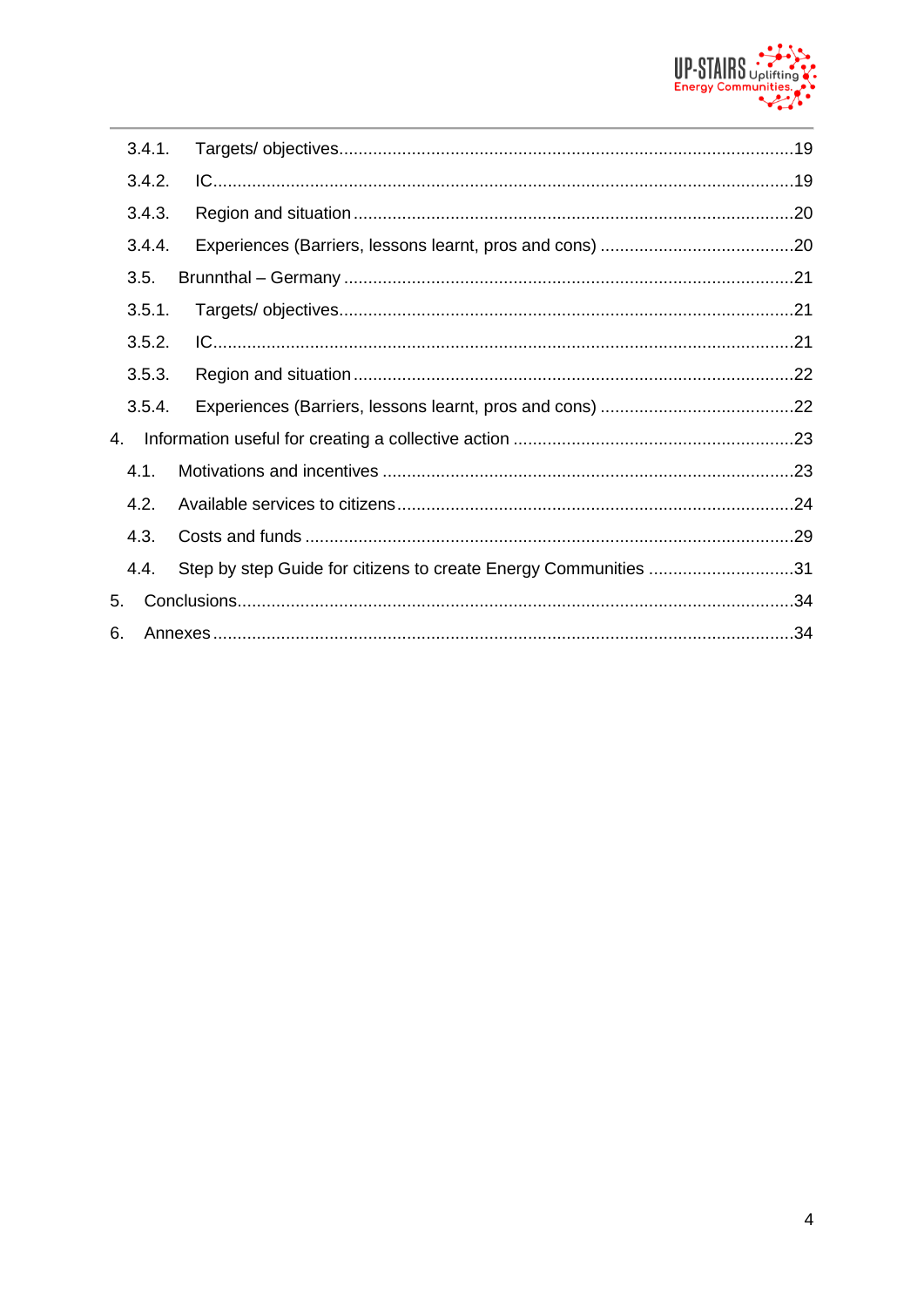3.4.1. Targets/ objectives ........ 19

3.4.2. IC ........ 19

3.4.3. Region and situation ........ 20

3.4.4. Experiences (Barriers, lessons learnt, pros and cons) ........ 20

3.5. Brunnthal – Germany ........ 21

3.5.1. Targets/ objectives ........ 21

3.5.2. IC ........ 21

3.5.3. Region and situation ........ 22

3.5.4. Experiences (Barriers, lessons learnt, pros and cons) ........ 22

4. Information useful for creating a collective action ........ 23

4.1. Motivations and incentives ........ 23

4.2. Available services to citizens ........ 24

4.3. Costs and funds ........ 29

4.4. Step by step Guide for citizens to create Energy Communities ........ 31

5. Conclusions ........ 34

6. Annexes ........ 34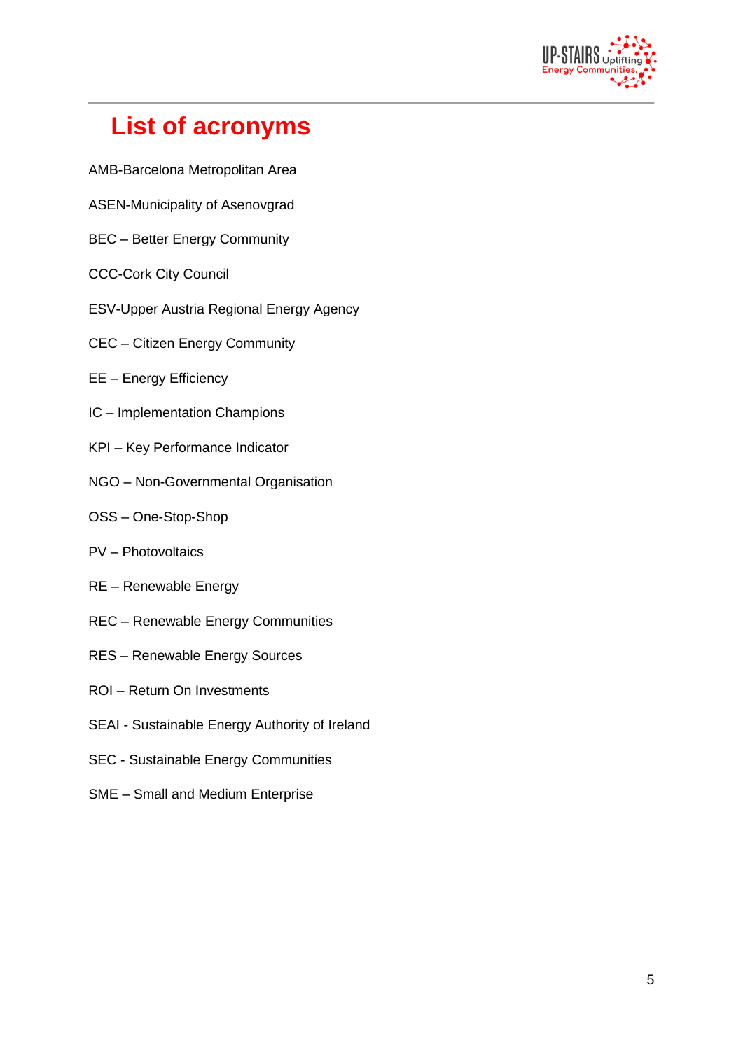# List of acronyms

AMB-Barcelona Metropolitan Area

ASEN-Municipality of Asenovgrad

BEC – Better Energy Community

CCC-Cork City Council

ESV-Upper Austria Regional Energy Agency

CEC – Citizen Energy Community

EE – Energy Efficiency

IC – Implementation Champions

KPI – Key Performance Indicator

NGO – Non-Governmental Organisation

OSS – One-Stop-Shop

PV – Photovoltaics

RE – Renewable Energy

REC – Renewable Energy Communities

RES – Renewable Energy Sources

ROI – Return On Investments

SEAI - Sustainable Energy Authority of Ireland

SEC - Sustainable Energy Communities

SME – Small and Medium Enterprise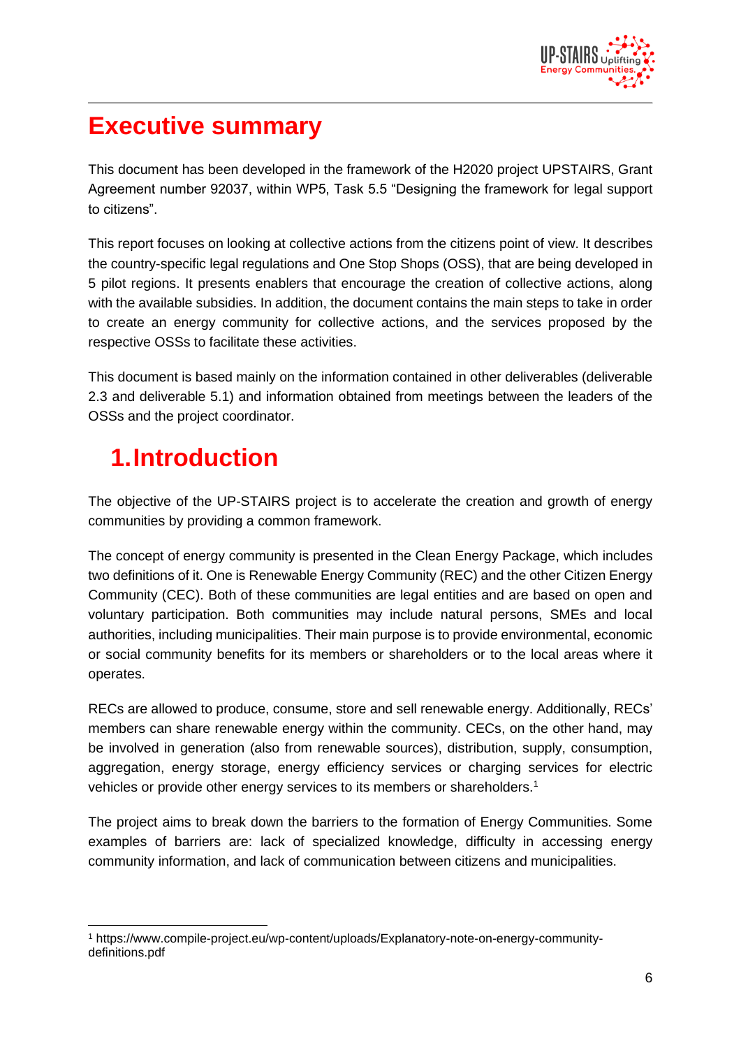# Executive summary

This document has been developed in the framework of the H2020 project UPSTAIRS, Grant Agreement number 92037, within WP5, Task 5.5 "Designing the framework for legal support to citizens".

This report focuses on looking at collective actions from the citizens point of view. It describes the country-specific legal regulations and One Stop Shops (OSS), that are being developed in 5 pilot regions. It presents enablers that encourage the creation of collective actions, along with the available subsidies. In addition, the document contains the main steps to take in order to create an energy community for collective actions, and the services proposed by the respective OSSs to facilitate these activities.

This document is based mainly on the information contained in other deliverables (deliverable 2.3 and deliverable 5.1) and information obtained from meetings between the leaders of the OSSs and the project coordinator.

# 1. Introduction

The objective of the UP-STAIRS project is to accelerate the creation and growth of energy communities by providing a common framework.

The concept of energy community is presented in the Clean Energy Package, which includes two definitions of it. One is Renewable Energy Community (REC) and the other Citizen Energy Community (CEC). Both of these communities are legal entities and are based on open and voluntary participation. Both communities may include natural persons, SMEs and local authorities, including municipalities. Their main purpose is to provide environmental, economic or social community benefits for its members or shareholders or to the local areas where it operates.

RECs are allowed to produce, consume, store and sell renewable energy. Additionally, RECs' members can share renewable energy within the community. CECs, on the other hand, may be involved in generation (also from renewable sources), distribution, supply, consumption, aggregation, energy storage, energy efficiency services or charging services for electric vehicles or provide other energy services to its members or shareholders.[1]

The project aims to break down the barriers to the formation of Energy Communities. Some examples of barriers are: lack of specialized knowledge, difficulty in accessing energy community information, and lack of communication between citizens and municipalities.

[1] https://www.compile-project.eu/wp-content/uploads/Explanatory-note-on-energy-community-definitions.pdf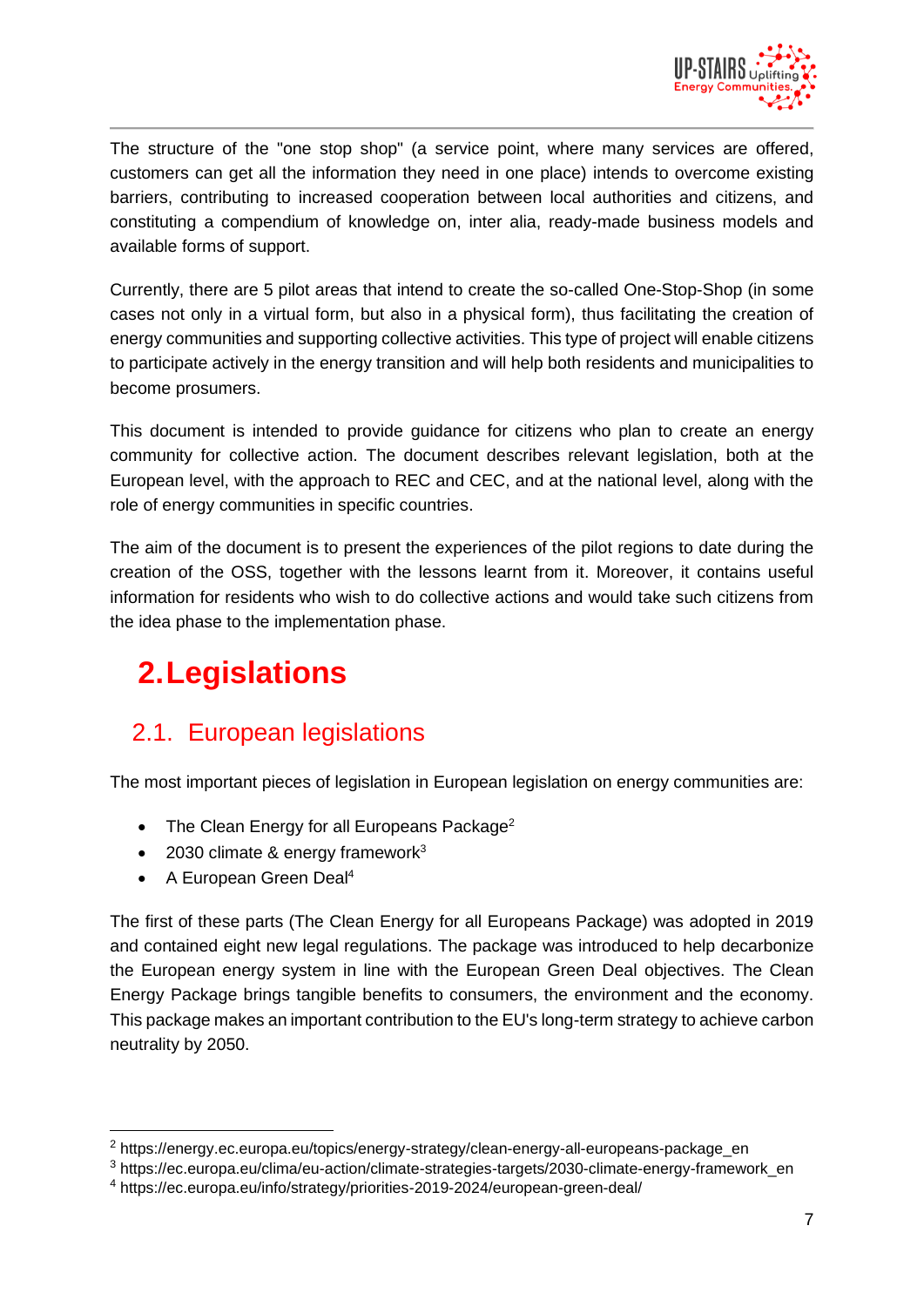The structure of the "one stop shop" (a service point, where many services are offered, customers can get all the information they need in one place) intends to overcome existing barriers, contributing to increased cooperation between local authorities and citizens, and constituting a compendium of knowledge on, inter alia, ready-made business models and available forms of support.

Currently, there are 5 pilot areas that intend to create the so-called One-Stop-Shop (in some cases not only in a virtual form, but also in a physical form), thus facilitating the creation of energy communities and supporting collective activities. This type of project will enable citizens to participate actively in the energy transition and will help both residents and municipalities to become prosumers.

This document is intended to provide guidance for citizens who plan to create an energy community for collective action. The document describes relevant legislation, both at the European level, with the approach to REC and CEC, and at the national level, along with the role of energy communities in specific countries.

The aim of the document is to present the experiences of the pilot regions to date during the creation of the OSS, together with the lessons learnt from it. Moreover, it contains useful information for residents who wish to do collective actions and would take such citizens from the idea phase to the implementation phase.

# 2. Legislations

## 2.1. European legislations

The most important pieces of legislation in European legislation on energy communities are:

- The Clean Energy for all Europeans Package[2]
- 2030 climate & energy framework[3]
- A European Green Deal[4]

The first of these parts (The Clean Energy for all Europeans Package) was adopted in 2019 and contained eight new legal regulations. The package was introduced to help decarbonize the European energy system in line with the European Green Deal objectives. The Clean Energy Package brings tangible benefits to consumers, the environment and the economy. This package makes an important contribution to the EU's long-term strategy to achieve carbon neutrality by 2050.

---

[2] https://energy.ec.europa.eu/topics/energy-strategy/clean-energy-all-europeans-package_en

[3] https://ec.europa.eu/clima/eu-action/climate-strategies-targets/2030-climate-energy-framework_en

[4] https://ec.europa.eu/info/strategy/priorities-2019-2024/european-green-deal/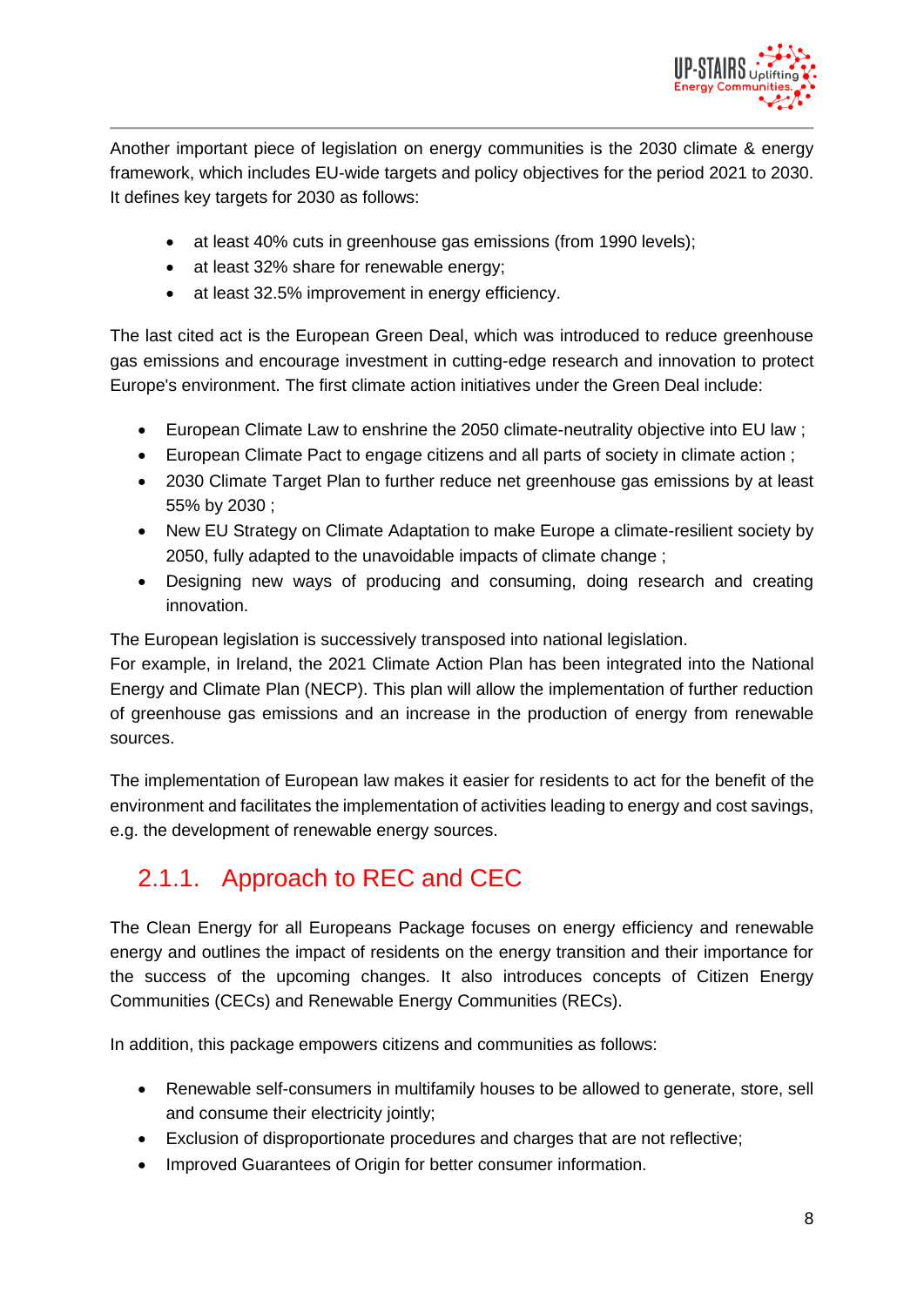Another important piece of legislation on energy communities is the 2030 climate & energy framework, which includes EU-wide targets and policy objectives for the period 2021 to 2030. It defines key targets for 2030 as follows:

- at least 40% cuts in greenhouse gas emissions (from 1990 levels);
- at least 32% share for renewable energy;
- at least 32.5% improvement in energy efficiency.

The last cited act is the European Green Deal, which was introduced to reduce greenhouse gas emissions and encourage investment in cutting-edge research and innovation to protect Europe's environment. The first climate action initiatives under the Green Deal include:

- European Climate Law to enshrine the 2050 climate-neutrality objective into EU law ;
- European Climate Pact to engage citizens and all parts of society in climate action ;
- 2030 Climate Target Plan to further reduce net greenhouse gas emissions by at least 55% by 2030 ;
- New EU Strategy on Climate Adaptation to make Europe a climate-resilient society by 2050, fully adapted to the unavoidable impacts of climate change ;
- Designing new ways of producing and consuming, doing research and creating innovation.

The European legislation is successively transposed into national legislation.
For example, in Ireland, the 2021 Climate Action Plan has been integrated into the National Energy and Climate Plan (NECP). This plan will allow the implementation of further reduction of greenhouse gas emissions and an increase in the production of energy from renewable sources.

The implementation of European law makes it easier for residents to act for the benefit of the environment and facilitates the implementation of activities leading to energy and cost savings, e.g. the development of renewable energy sources.

### 2.1.1. Approach to REC and CEC

The Clean Energy for all Europeans Package focuses on energy efficiency and renewable energy and outlines the impact of residents on the energy transition and their importance for the success of the upcoming changes. It also introduces concepts of Citizen Energy Communities (CECs) and Renewable Energy Communities (RECs).

In addition, this package empowers citizens and communities as follows:

- Renewable self-consumers in multifamily houses to be allowed to generate, store, sell and consume their electricity jointly;
- Exclusion of disproportionate procedures and charges that are not reflective;
- Improved Guarantees of Origin for better consumer information.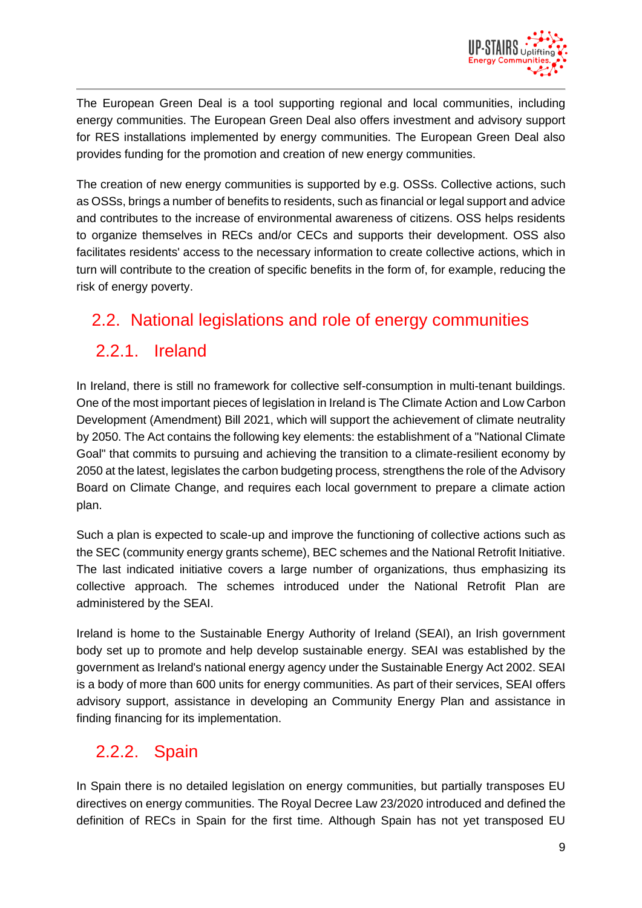The European Green Deal is a tool supporting regional and local communities, including energy communities. The European Green Deal also offers investment and advisory support for RES installations implemented by energy communities. The European Green Deal also provides funding for the promotion and creation of new energy communities.

The creation of new energy communities is supported by e.g. OSSs. Collective actions, such as OSSs, brings a number of benefits to residents, such as financial or legal support and advice and contributes to the increase of environmental awareness of citizens. OSS helps residents to organize themselves in RECs and/or CECs and supports their development. OSS also facilitates residents' access to the necessary information to create collective actions, which in turn will contribute to the creation of specific benefits in the form of, for example, reducing the risk of energy poverty.

## 2.2. National legislations and role of energy communities

### 2.2.1. Ireland

In Ireland, there is still no framework for collective self-consumption in multi-tenant buildings. One of the most important pieces of legislation in Ireland is The Climate Action and Low Carbon Development (Amendment) Bill 2021, which will support the achievement of climate neutrality by 2050. The Act contains the following key elements: the establishment of a "National Climate Goal" that commits to pursuing and achieving the transition to a climate-resilient economy by 2050 at the latest, legislates the carbon budgeting process, strengthens the role of the Advisory Board on Climate Change, and requires each local government to prepare a climate action plan.

Such a plan is expected to scale-up and improve the functioning of collective actions such as the SEC (community energy grants scheme), BEC schemes and the National Retrofit Initiative. The last indicated initiative covers a large number of organizations, thus emphasizing its collective approach. The schemes introduced under the National Retrofit Plan are administered by the SEAI.

Ireland is home to the Sustainable Energy Authority of Ireland (SEAI), an Irish government body set up to promote and help develop sustainable energy. SEAI was established by the government as Ireland's national energy agency under the Sustainable Energy Act 2002. SEAI is a body of more than 600 units for energy communities. As part of their services, SEAI offers advisory support, assistance in developing an Community Energy Plan and assistance in finding financing for its implementation.

### 2.2.2. Spain

In Spain there is no detailed legislation on energy communities, but partially transposes EU directives on energy communities. The Royal Decree Law 23/2020 introduced and defined the definition of RECs in Spain for the first time. Although Spain has not yet transposed EU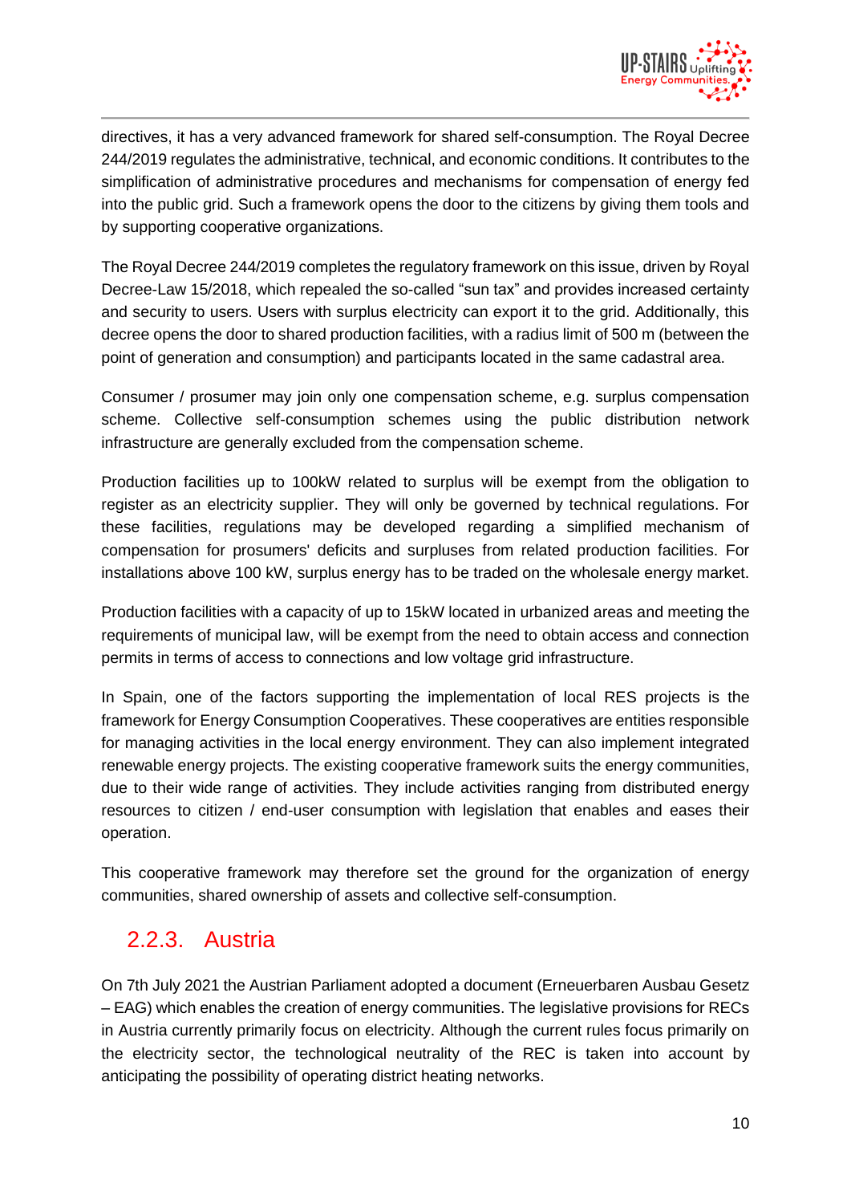directives, it has a very advanced framework for shared self-consumption. The Royal Decree 244/2019 regulates the administrative, technical, and economic conditions. It contributes to the simplification of administrative procedures and mechanisms for compensation of energy fed into the public grid. Such a framework opens the door to the citizens by giving them tools and by supporting cooperative organizations.

The Royal Decree 244/2019 completes the regulatory framework on this issue, driven by Royal Decree-Law 15/2018, which repealed the so-called "sun tax" and provides increased certainty and security to users. Users with surplus electricity can export it to the grid. Additionally, this decree opens the door to shared production facilities, with a radius limit of 500 m (between the point of generation and consumption) and participants located in the same cadastral area.

Consumer / prosumer may join only one compensation scheme, e.g. surplus compensation scheme. Collective self-consumption schemes using the public distribution network infrastructure are generally excluded from the compensation scheme.

Production facilities up to 100kW related to surplus will be exempt from the obligation to register as an electricity supplier. They will only be governed by technical regulations. For these facilities, regulations may be developed regarding a simplified mechanism of compensation for prosumers' deficits and surpluses from related production facilities. For installations above 100 kW, surplus energy has to be traded on the wholesale energy market.

Production facilities with a capacity of up to 15kW located in urbanized areas and meeting the requirements of municipal law, will be exempt from the need to obtain access and connection permits in terms of access to connections and low voltage grid infrastructure.

In Spain, one of the factors supporting the implementation of local RES projects is the framework for Energy Consumption Cooperatives. These cooperatives are entities responsible for managing activities in the local energy environment. They can also implement integrated renewable energy projects. The existing cooperative framework suits the energy communities, due to their wide range of activities. They include activities ranging from distributed energy resources to citizen / end-user consumption with legislation that enables and eases their operation.

This cooperative framework may therefore set the ground for the organization of energy communities, shared ownership of assets and collective self-consumption.

### 2.2.3. Austria

On 7th July 2021 the Austrian Parliament adopted a document (Erneuerbaren Ausbau Gesetz – EAG) which enables the creation of energy communities. The legislative provisions for RECs in Austria currently primarily focus on electricity. Although the current rules focus primarily on the electricity sector, the technological neutrality of the REC is taken into account by anticipating the possibility of operating district heating networks.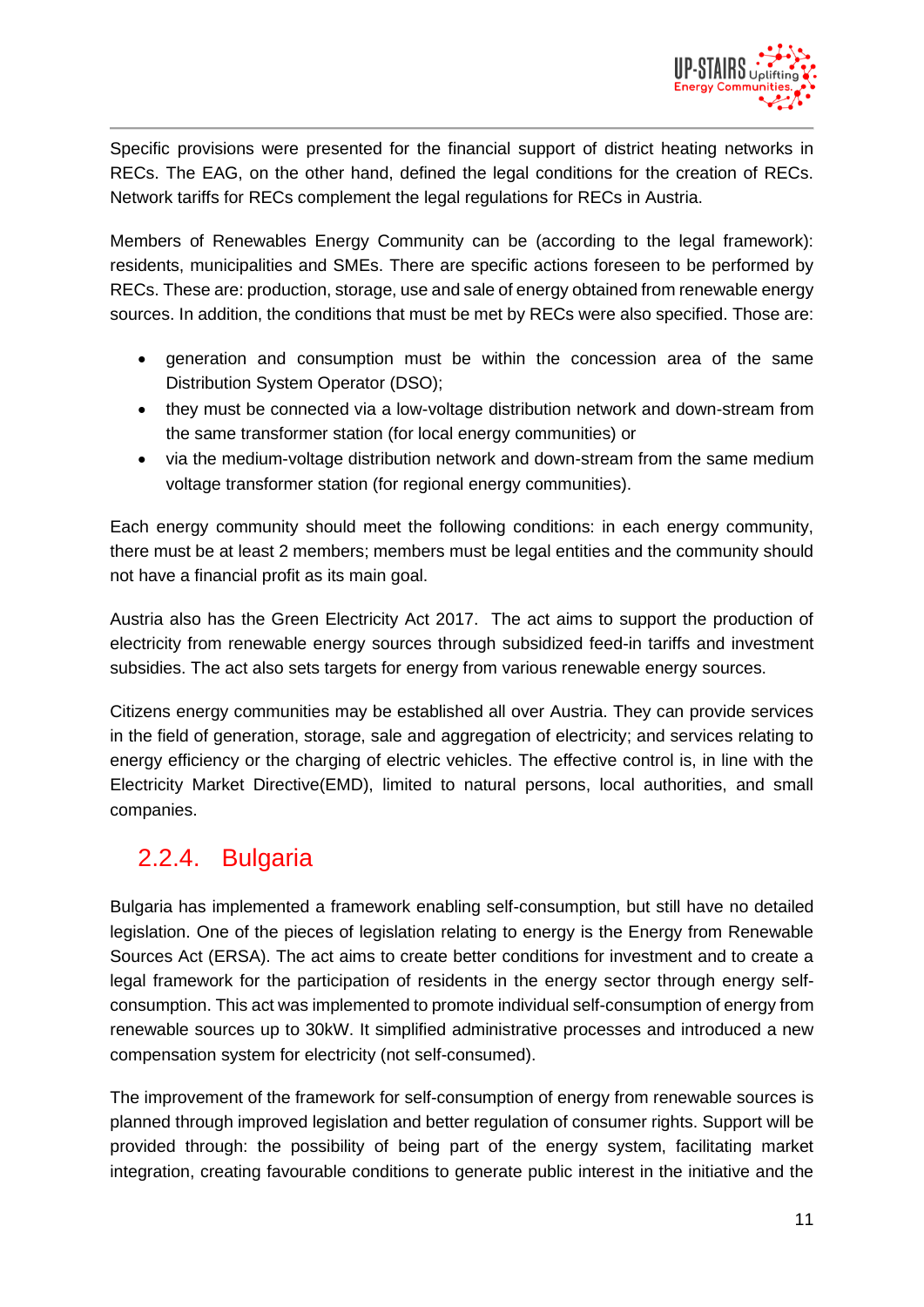Specific provisions were presented for the financial support of district heating networks in RECs. The EAG, on the other hand, defined the legal conditions for the creation of RECs. Network tariffs for RECs complement the legal regulations for RECs in Austria.

Members of Renewables Energy Community can be (according to the legal framework): residents, municipalities and SMEs. There are specific actions foreseen to be performed by RECs. These are: production, storage, use and sale of energy obtained from renewable energy sources. In addition, the conditions that must be met by RECs were also specified. Those are:

- generation and consumption must be within the concession area of the same Distribution System Operator (DSO);
- they must be connected via a low-voltage distribution network and down-stream from the same transformer station (for local energy communities) or
- via the medium-voltage distribution network and down-stream from the same medium voltage transformer station (for regional energy communities).

Each energy community should meet the following conditions: in each energy community, there must be at least 2 members; members must be legal entities and the community should not have a financial profit as its main goal.

Austria also has the Green Electricity Act 2017. The act aims to support the production of electricity from renewable energy sources through subsidized feed-in tariffs and investment subsidies. The act also sets targets for energy from various renewable energy sources.

Citizens energy communities may be established all over Austria. They can provide services in the field of generation, storage, sale and aggregation of electricity; and services relating to energy efficiency or the charging of electric vehicles. The effective control is, in line with the Electricity Market Directive(EMD), limited to natural persons, local authorities, and small companies.

### 2.2.4. Bulgaria

Bulgaria has implemented a framework enabling self-consumption, but still have no detailed legislation. One of the pieces of legislation relating to energy is the Energy from Renewable Sources Act (ERSA). The act aims to create better conditions for investment and to create a legal framework for the participation of residents in the energy sector through energy self-consumption. This act was implemented to promote individual self-consumption of energy from renewable sources up to 30kW. It simplified administrative processes and introduced a new compensation system for electricity (not self-consumed).

The improvement of the framework for self-consumption of energy from renewable sources is planned through improved legislation and better regulation of consumer rights. Support will be provided through: the possibility of being part of the energy system, facilitating market integration, creating favourable conditions to generate public interest in the initiative and the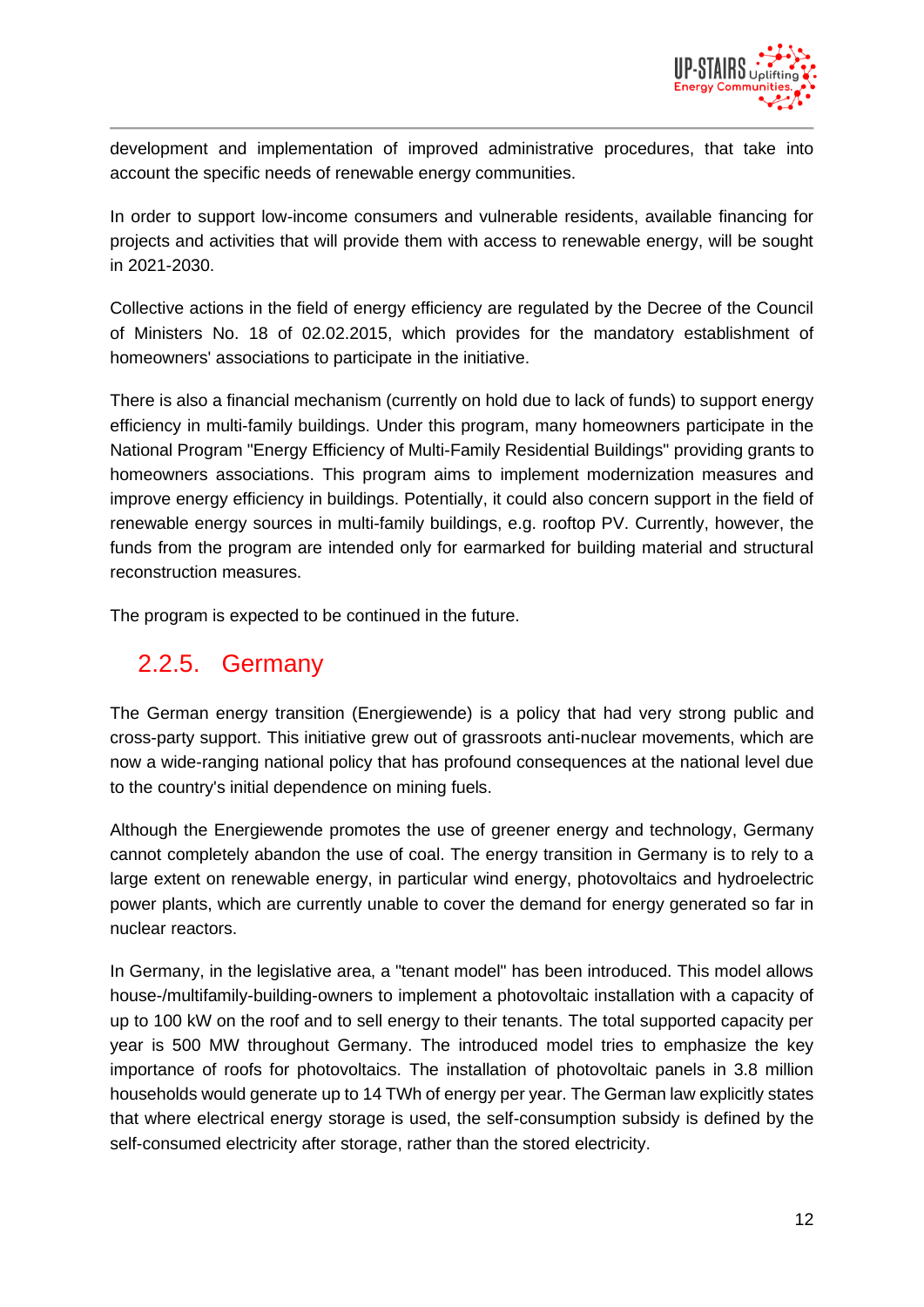development and implementation of improved administrative procedures, that take into account the specific needs of renewable energy communities.

In order to support low-income consumers and vulnerable residents, available financing for projects and activities that will provide them with access to renewable energy, will be sought in 2021-2030.

Collective actions in the field of energy efficiency are regulated by the Decree of the Council of Ministers No. 18 of 02.02.2015, which provides for the mandatory establishment of homeowners' associations to participate in the initiative.

There is also a financial mechanism (currently on hold due to lack of funds) to support energy efficiency in multi-family buildings. Under this program, many homeowners participate in the National Program "Energy Efficiency of Multi-Family Residential Buildings" providing grants to homeowners associations. This program aims to implement modernization measures and improve energy efficiency in buildings. Potentially, it could also concern support in the field of renewable energy sources in multi-family buildings, e.g. rooftop PV. Currently, however, the funds from the program are intended only for earmarked for building material and structural reconstruction measures.

The program is expected to be continued in the future.

### 2.2.5. Germany

The German energy transition (Energiewende) is a policy that had very strong public and cross-party support. This initiative grew out of grassroots anti-nuclear movements, which are now a wide-ranging national policy that has profound consequences at the national level due to the country's initial dependence on mining fuels.

Although the Energiewende promotes the use of greener energy and technology, Germany cannot completely abandon the use of coal. The energy transition in Germany is to rely to a large extent on renewable energy, in particular wind energy, photovoltaics and hydroelectric power plants, which are currently unable to cover the demand for energy generated so far in nuclear reactors.

In Germany, in the legislative area, a "tenant model" has been introduced. This model allows house-/multifamily-building-owners to implement a photovoltaic installation with a capacity of up to 100 kW on the roof and to sell energy to their tenants. The total supported capacity per year is 500 MW throughout Germany. The introduced model tries to emphasize the key importance of roofs for photovoltaics. The installation of photovoltaic panels in 3.8 million households would generate up to 14 TWh of energy per year. The German law explicitly states that where electrical energy storage is used, the self-consumption subsidy is defined by the self-consumed electricity after storage, rather than the stored electricity.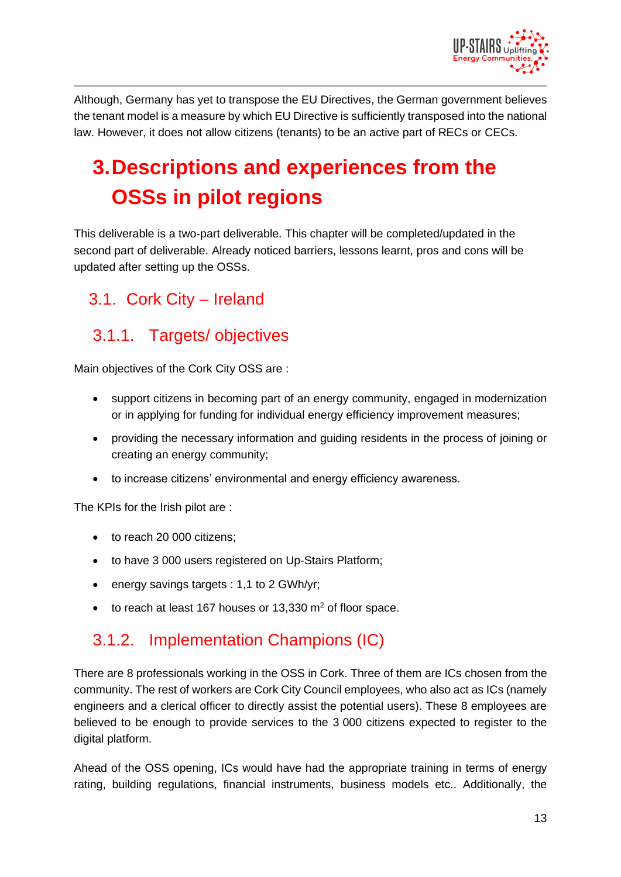Although, Germany has yet to transpose the EU Directives, the German government believes the tenant model is a measure by which EU Directive is sufficiently transposed into the national law. However, it does not allow citizens (tenants) to be an active part of RECs or CECs.

# 3. Descriptions and experiences from the OSSs in pilot regions

This deliverable is a two-part deliverable. This chapter will be completed/updated in the second part of deliverable. Already noticed barriers, lessons learnt, pros and cons will be updated after setting up the OSSs.

## 3.1. Cork City – Ireland

### 3.1.1. Targets/ objectives

Main objectives of the Cork City OSS are :

- support citizens in becoming part of an energy community, engaged in modernization or in applying for funding for individual energy efficiency improvement measures;
- providing the necessary information and guiding residents in the process of joining or creating an energy community;
- to increase citizens' environmental and energy efficiency awareness.

The KPIs for the Irish pilot are :

- to reach 20 000 citizens;
- to have 3 000 users registered on Up-Stairs Platform;
- energy savings targets : 1,1 to 2 GWh/yr;
- to reach at least 167 houses or 13,330 $m^2$ of floor space.

### 3.1.2. Implementation Champions (IC)

There are 8 professionals working in the OSS in Cork. Three of them are ICs chosen from the community. The rest of workers are Cork City Council employees, who also act as ICs (namely engineers and a clerical officer to directly assist the potential users). These 8 employees are believed to be enough to provide services to the 3 000 citizens expected to register to the digital platform.

Ahead of the OSS opening, ICs would have had the appropriate training in terms of energy rating, building regulations, financial instruments, business models etc.. Additionally, the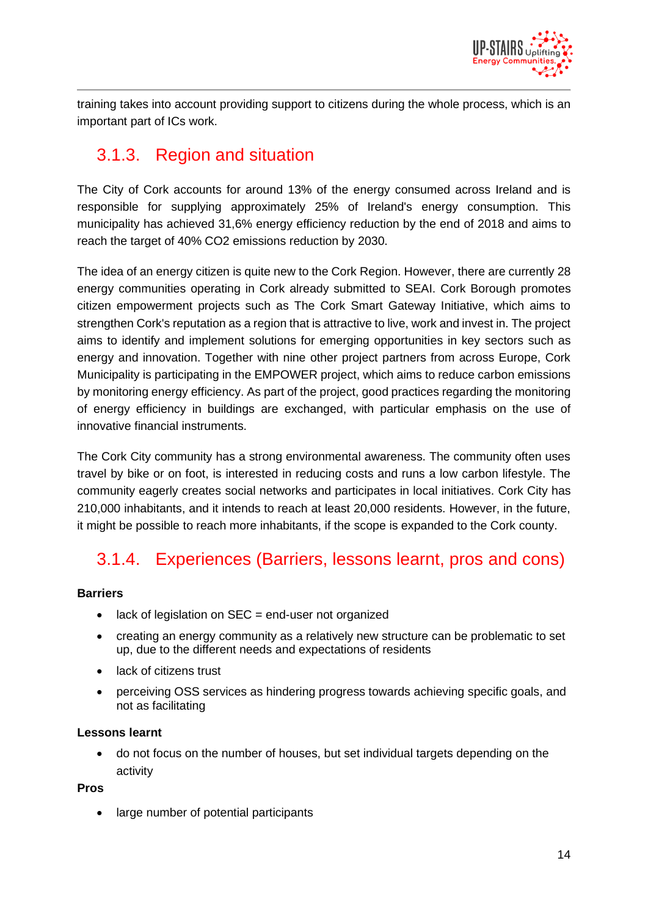training takes into account providing support to citizens during the whole process, which is an important part of ICs work.

### 3.1.3. Region and situation

The City of Cork accounts for around 13% of the energy consumed across Ireland and is responsible for supplying approximately 25% of Ireland's energy consumption. This municipality has achieved 31,6% energy efficiency reduction by the end of 2018 and aims to reach the target of 40% $CO_2$ emissions reduction by 2030.

The idea of an energy citizen is quite new to the Cork Region. However, there are currently 28 energy communities operating in Cork already submitted to SEAI. Cork Borough promotes citizen empowerment projects such as The Cork Smart Gateway Initiative, which aims to strengthen Cork's reputation as a region that is attractive to live, work and invest in. The project aims to identify and implement solutions for emerging opportunities in key sectors such as energy and innovation. Together with nine other project partners from across Europe, Cork Municipality is participating in the EMPOWER project, which aims to reduce carbon emissions by monitoring energy efficiency. As part of the project, good practices regarding the monitoring of energy efficiency in buildings are exchanged, with particular emphasis on the use of innovative financial instruments.

The Cork City community has a strong environmental awareness. The community often uses travel by bike or on foot, is interested in reducing costs and runs a low carbon lifestyle. The community eagerly creates social networks and participates in local initiatives. Cork City has 210,000 inhabitants, and it intends to reach at least 20,000 residents. However, in the future, it might be possible to reach more inhabitants, if the scope is expanded to the Cork county.

### 3.1.4. Experiences (Barriers, lessons learnt, pros and cons)

**Barriers**

- lack of legislation on SEC = end-user not organized
- creating an energy community as a relatively new structure can be problematic to set up, due to the different needs and expectations of residents
- lack of citizens trust
- perceiving OSS services as hindering progress towards achieving specific goals, and not as facilitating

**Lessons learnt**

- do not focus on the number of houses, but set individual targets depending on the activity

**Pros**

- large number of potential participants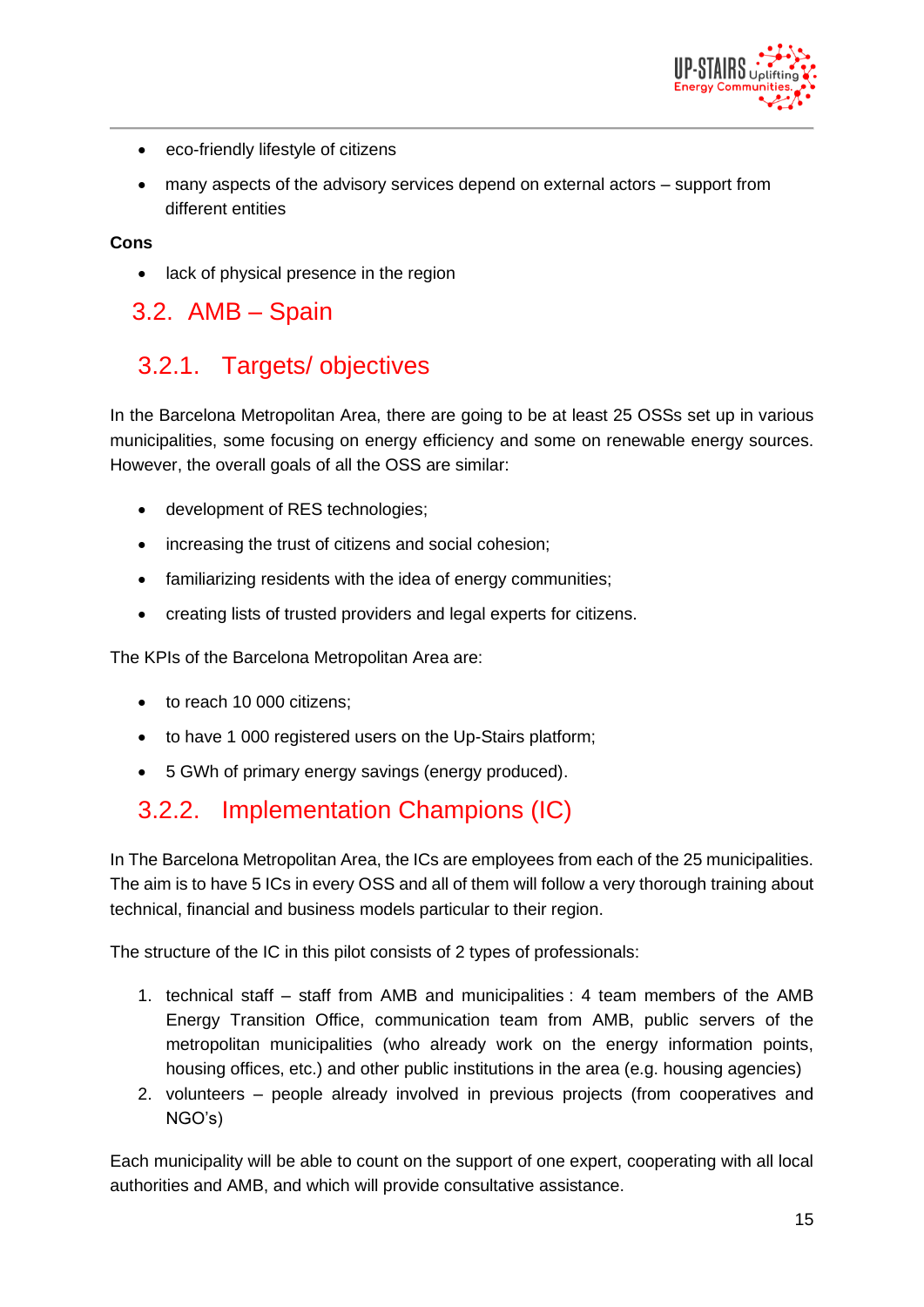- eco-friendly lifestyle of citizens
- many aspects of the advisory services depend on external actors – support from different entities

**Cons**

- lack of physical presence in the region

## 3.2. AMB – Spain

### 3.2.1. Targets/ objectives

In the Barcelona Metropolitan Area, there are going to be at least 25 OSSs set up in various municipalities, some focusing on energy efficiency and some on renewable energy sources. However, the overall goals of all the OSS are similar:

- development of RES technologies;
- increasing the trust of citizens and social cohesion;
- familiarizing residents with the idea of energy communities;
- creating lists of trusted providers and legal experts for citizens.

The KPIs of the Barcelona Metropolitan Area are:

- to reach 10 000 citizens;
- to have 1 000 registered users on the Up-Stairs platform;
- 5 GWh of primary energy savings (energy produced).

### 3.2.2. Implementation Champions (IC)

In The Barcelona Metropolitan Area, the ICs are employees from each of the 25 municipalities. The aim is to have 5 ICs in every OSS and all of them will follow a very thorough training about technical, financial and business models particular to their region.

The structure of the IC in this pilot consists of 2 types of professionals:

1. technical staff – staff from AMB and municipalities : 4 team members of the AMB Energy Transition Office, communication team from AMB, public servers of the metropolitan municipalities (who already work on the energy information points, housing offices, etc.) and other public institutions in the area (e.g. housing agencies)
2. volunteers – people already involved in previous projects (from cooperatives and NGO's)

Each municipality will be able to count on the support of one expert, cooperating with all local authorities and AMB, and which will provide consultative assistance.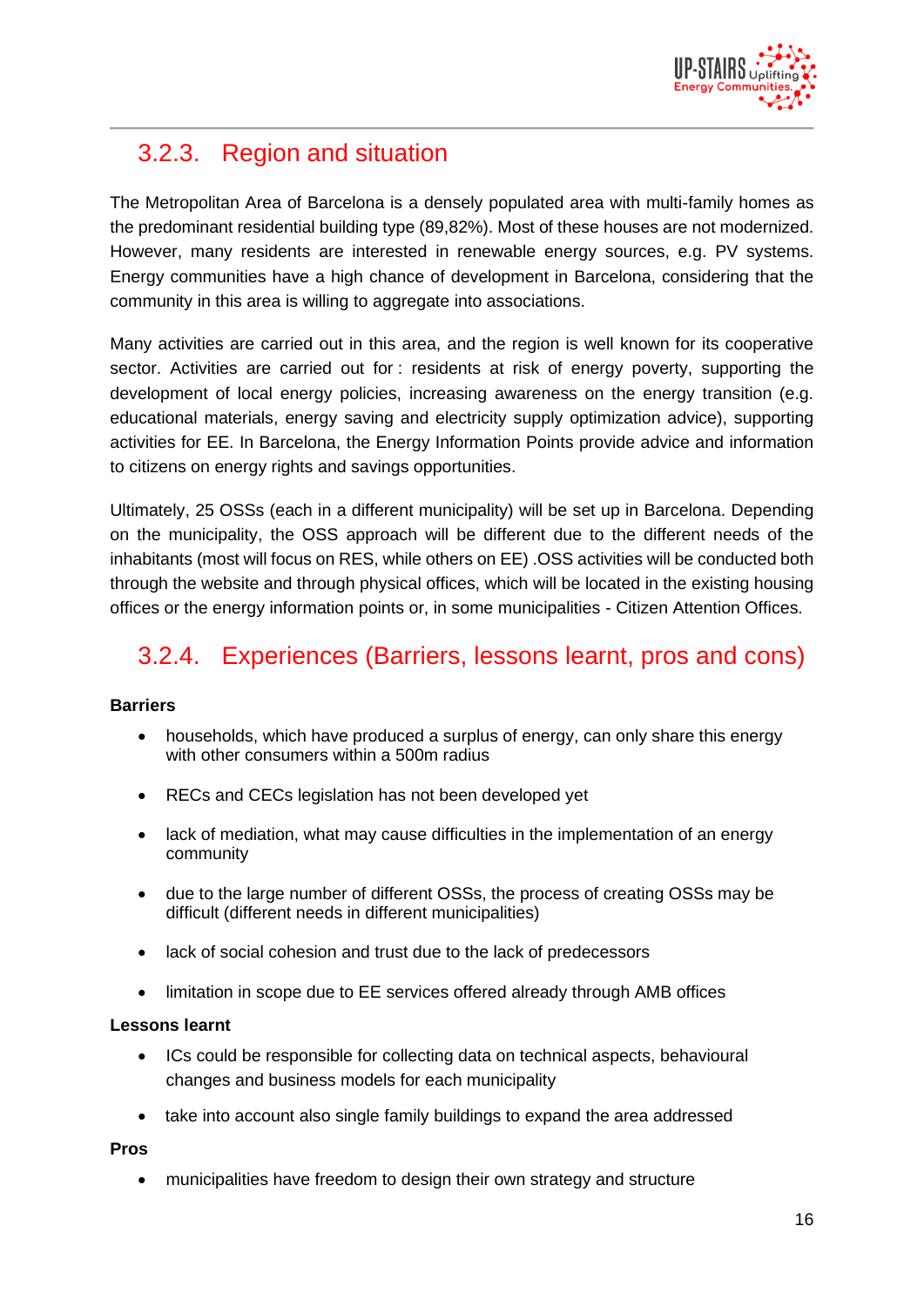### 3.2.3. Region and situation

The Metropolitan Area of Barcelona is a densely populated area with multi-family homes as the predominant residential building type (89,82%). Most of these houses are not modernized. However, many residents are interested in renewable energy sources, e.g. PV systems. Energy communities have a high chance of development in Barcelona, considering that the community in this area is willing to aggregate into associations.

Many activities are carried out in this area, and the region is well known for its cooperative sector. Activities are carried out for : residents at risk of energy poverty, supporting the development of local energy policies, increasing awareness on the energy transition (e.g. educational materials, energy saving and electricity supply optimization advice), supporting activities for EE. In Barcelona, the Energy Information Points provide advice and information to citizens on energy rights and savings opportunities.

Ultimately, 25 OSSs (each in a different municipality) will be set up in Barcelona. Depending on the municipality, the OSS approach will be different due to the different needs of the inhabitants (most will focus on RES, while others on EE) .OSS activities will be conducted both through the website and through physical offices, which will be located in the existing housing offices or the energy information points or, in some municipalities - Citizen Attention Offices.

### 3.2.4. Experiences (Barriers, lessons learnt, pros and cons)

**Barriers**

- households, which have produced a surplus of energy, can only share this energy with other consumers within a 500m radius
- RECs and CECs legislation has not been developed yet
- lack of mediation, what may cause difficulties in the implementation of an energy community
- due to the large number of different OSSs, the process of creating OSSs may be difficult (different needs in different municipalities)
- lack of social cohesion and trust due to the lack of predecessors
- limitation in scope due to EE services offered already through AMB offices

**Lessons learnt**

- ICs could be responsible for collecting data on technical aspects, behavioural changes and business models for each municipality
- take into account also single family buildings to expand the area addressed

**Pros**

- municipalities have freedom to design their own strategy and structure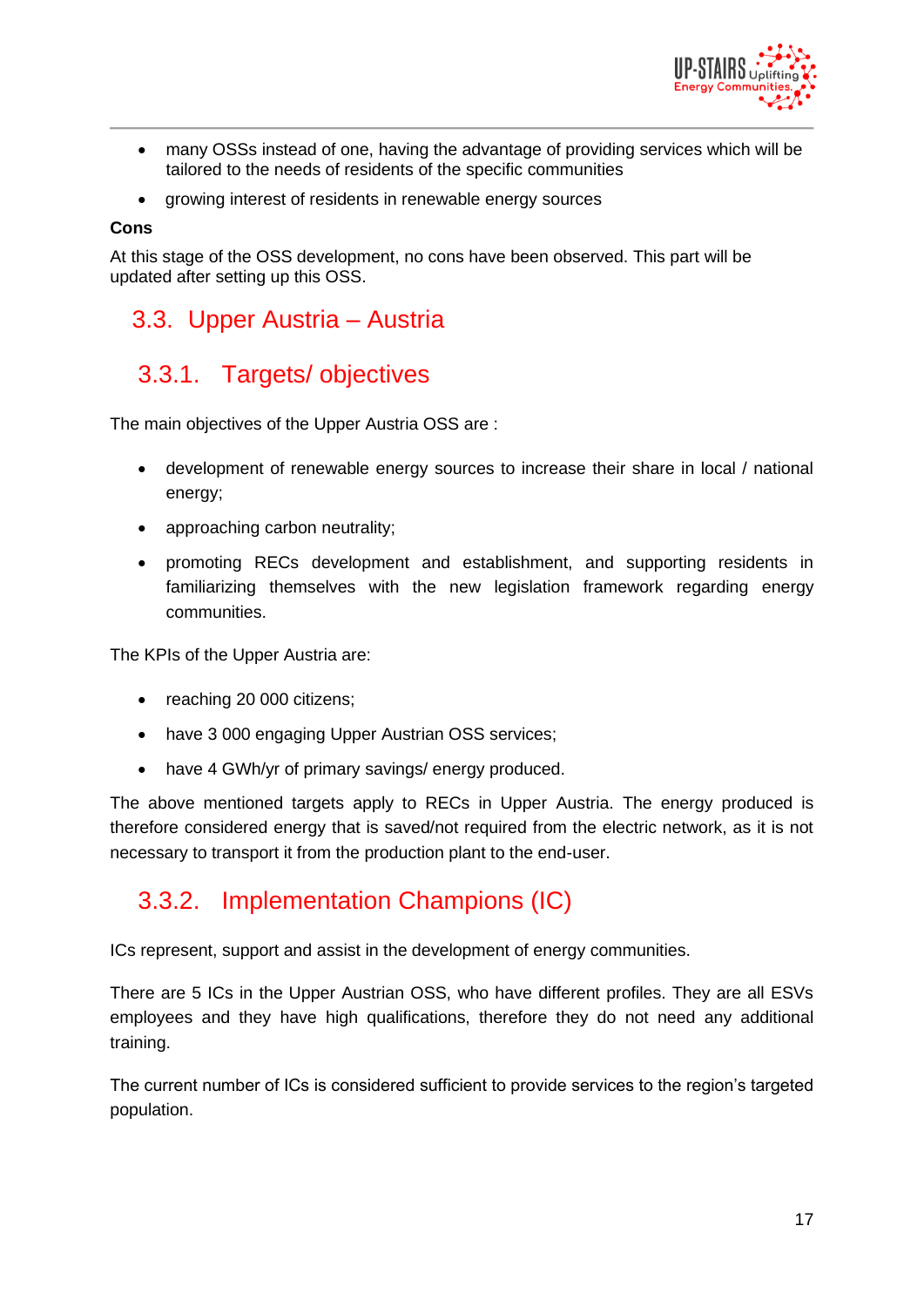- many OSSs instead of one, having the advantage of providing services which will be tailored to the needs of residents of the specific communities
- growing interest of residents in renewable energy sources

**Cons**

At this stage of the OSS development, no cons have been observed. This part will be updated after setting up this OSS.

## 3.3. Upper Austria – Austria

### 3.3.1. Targets/ objectives

The main objectives of the Upper Austria OSS are :

- development of renewable energy sources to increase their share in local / national energy;
- approaching carbon neutrality;
- promoting RECs development and establishment, and supporting residents in familiarizing themselves with the new legislation framework regarding energy communities.

The KPIs of the Upper Austria are:

- reaching 20 000 citizens;
- have 3 000 engaging Upper Austrian OSS services;
- have 4 GWh/yr of primary savings/ energy produced.

The above mentioned targets apply to RECs in Upper Austria. The energy produced is therefore considered energy that is saved/not required from the electric network, as it is not necessary to transport it from the production plant to the end-user.

### 3.3.2. Implementation Champions (IC)

ICs represent, support and assist in the development of energy communities.

There are 5 ICs in the Upper Austrian OSS, who have different profiles. They are all ESVs employees and they have high qualifications, therefore they do not need any additional training.

The current number of ICs is considered sufficient to provide services to the region's targeted population.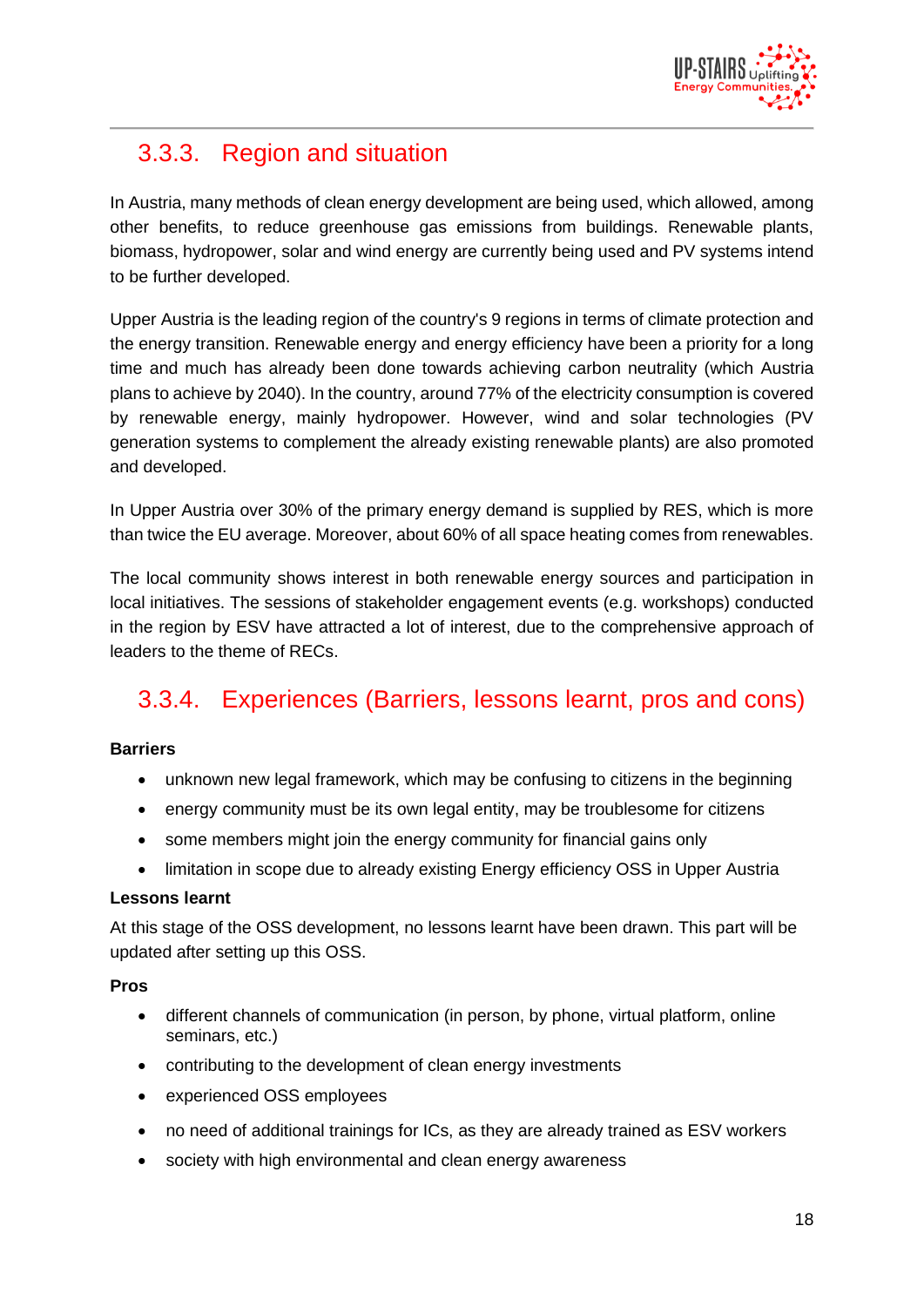### 3.3.3. Region and situation

In Austria, many methods of clean energy development are being used, which allowed, among other benefits, to reduce greenhouse gas emissions from buildings. Renewable plants, biomass, hydropower, solar and wind energy are currently being used and PV systems intend to be further developed.

Upper Austria is the leading region of the country's 9 regions in terms of climate protection and the energy transition. Renewable energy and energy efficiency have been a priority for a long time and much has already been done towards achieving carbon neutrality (which Austria plans to achieve by 2040). In the country, around 77% of the electricity consumption is covered by renewable energy, mainly hydropower. However, wind and solar technologies (PV generation systems to complement the already existing renewable plants) are also promoted and developed.

In Upper Austria over 30% of the primary energy demand is supplied by RES, which is more than twice the EU average. Moreover, about 60% of all space heating comes from renewables.

The local community shows interest in both renewable energy sources and participation in local initiatives. The sessions of stakeholder engagement events (e.g. workshops) conducted in the region by ESV have attracted a lot of interest, due to the comprehensive approach of leaders to the theme of RECs.

### 3.3.4. Experiences (Barriers, lessons learnt, pros and cons)

**Barriers**

- unknown new legal framework, which may be confusing to citizens in the beginning
- energy community must be its own legal entity, may be troublesome for citizens
- some members might join the energy community for financial gains only
- limitation in scope due to already existing Energy efficiency OSS in Upper Austria

**Lessons learnt**

At this stage of the OSS development, no lessons learnt have been drawn. This part will be updated after setting up this OSS.

**Pros**

- different channels of communication (in person, by phone, virtual platform, online seminars, etc.)
- contributing to the development of clean energy investments
- experienced OSS employees
- no need of additional trainings for ICs, as they are already trained as ESV workers
- society with high environmental and clean energy awareness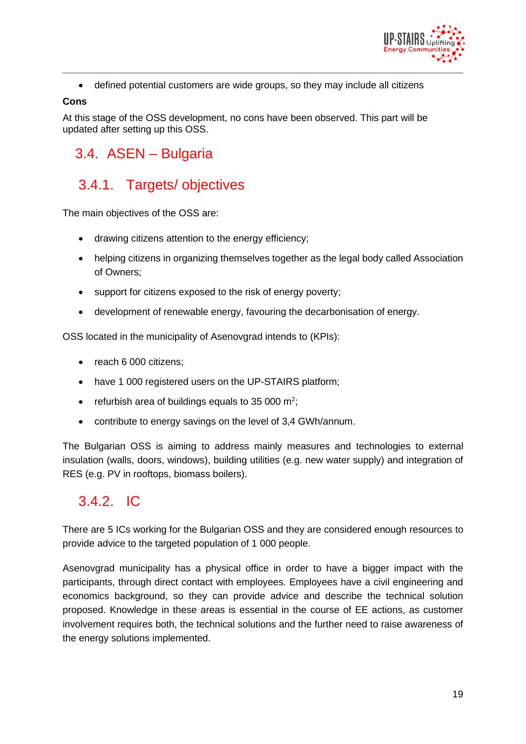- defined potential customers are wide groups, so they may include all citizens

**Cons**

At this stage of the OSS development, no cons have been observed. This part will be updated after setting up this OSS.

## 3.4. ASEN – Bulgaria

### 3.4.1. Targets/ objectives

The main objectives of the OSS are:

- drawing citizens attention to the energy efficiency;
- helping citizens in organizing themselves together as the legal body called Association of Owners;
- support for citizens exposed to the risk of energy poverty;
- development of renewable energy, favouring the decarbonisation of energy.

OSS located in the municipality of Asenovgrad intends to (KPIs):

- reach 6 000 citizens;
- have 1 000 registered users on the UP-STAIRS platform;
- refurbish area of buildings equals to 35 000 $m^2$;
- contribute to energy savings on the level of 3,4 GWh/annum.

The Bulgarian OSS is aiming to address mainly measures and technologies to external insulation (walls, doors, windows), building utilities (e.g. new water supply) and integration of RES (e.g. PV in rooftops, biomass boilers).

### 3.4.2. IC

There are 5 ICs working for the Bulgarian OSS and they are considered enough resources to provide advice to the targeted population of 1 000 people.

Asenovgrad municipality has a physical office in order to have a bigger impact with the participants, through direct contact with employees. Employees have a civil engineering and economics background, so they can provide advice and describe the technical solution proposed. Knowledge in these areas is essential in the course of EE actions, as customer involvement requires both, the technical solutions and the further need to raise awareness of the energy solutions implemented.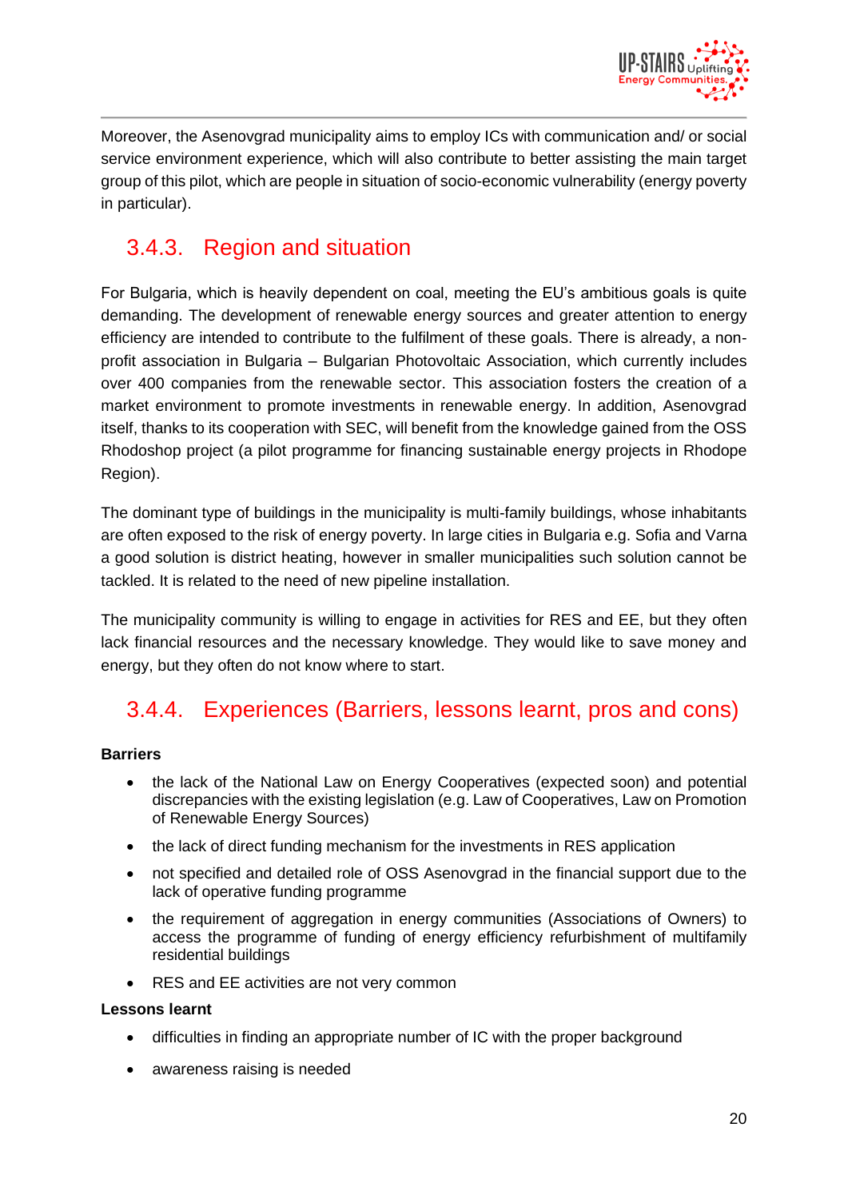Moreover, the Asenovgrad municipality aims to employ ICs with communication and/ or social service environment experience, which will also contribute to better assisting the main target group of this pilot, which are people in situation of socio-economic vulnerability (energy poverty in particular).

### 3.4.3. Region and situation

For Bulgaria, which is heavily dependent on coal, meeting the EU's ambitious goals is quite demanding. The development of renewable energy sources and greater attention to energy efficiency are intended to contribute to the fulfilment of these goals. There is already, a non-profit association in Bulgaria – Bulgarian Photovoltaic Association, which currently includes over 400 companies from the renewable sector. This association fosters the creation of a market environment to promote investments in renewable energy. In addition, Asenovgrad itself, thanks to its cooperation with SEC, will benefit from the knowledge gained from the OSS Rhodoshop project (a pilot programme for financing sustainable energy projects in Rhodope Region).

The dominant type of buildings in the municipality is multi-family buildings, whose inhabitants are often exposed to the risk of energy poverty. In large cities in Bulgaria e.g. Sofia and Varna a good solution is district heating, however in smaller municipalities such solution cannot be tackled. It is related to the need of new pipeline installation.

The municipality community is willing to engage in activities for RES and EE, but they often lack financial resources and the necessary knowledge. They would like to save money and energy, but they often do not know where to start.

### 3.4.4. Experiences (Barriers, lessons learnt, pros and cons)

**Barriers**

- the lack of the National Law on Energy Cooperatives (expected soon) and potential discrepancies with the existing legislation (e.g. Law of Cooperatives, Law on Promotion of Renewable Energy Sources)
- the lack of direct funding mechanism for the investments in RES application
- not specified and detailed role of OSS Asenovgrad in the financial support due to the lack of operative funding programme
- the requirement of aggregation in energy communities (Associations of Owners) to access the programme of funding of energy efficiency refurbishment of multifamily residential buildings
- RES and EE activities are not very common

**Lessons learnt**

- difficulties in finding an appropriate number of IC with the proper background
- awareness raising is needed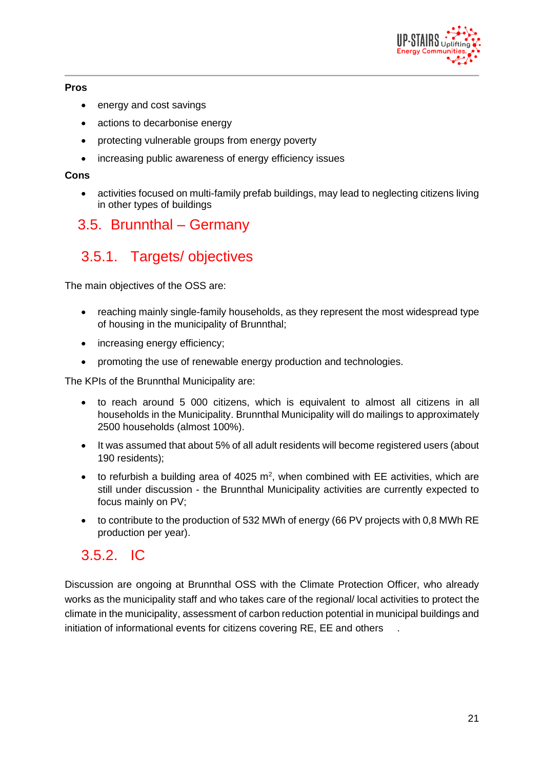**Pros**

- energy and cost savings
- actions to decarbonise energy
- protecting vulnerable groups from energy poverty
- increasing public awareness of energy efficiency issues

**Cons**

- activities focused on multi-family prefab buildings, may lead to neglecting citizens living in other types of buildings

## 3.5. Brunnthal – Germany

### 3.5.1. Targets/ objectives

The main objectives of the OSS are:

- reaching mainly single-family households, as they represent the most widespread type of housing in the municipality of Brunnthal;
- increasing energy efficiency;
- promoting the use of renewable energy production and technologies.

The KPIs of the Brunnthal Municipality are:

- to reach around 5 000 citizens, which is equivalent to almost all citizens in all households in the Municipality. Brunnthal Municipality will do mailings to approximately 2500 households (almost 100%).
- It was assumed that about 5% of all adult residents will become registered users (about 190 residents);
- to refurbish a building area of 4025 $m^2$, when combined with EE activities, which are still under discussion - the Brunnthal Municipality activities are currently expected to focus mainly on PV;
- to contribute to the production of 532 MWh of energy (66 PV projects with 0,8 MWh RE production per year).

### 3.5.2. IC

Discussion are ongoing at Brunnthal OSS with the Climate Protection Officer, who already works as the municipality staff and who takes care of the regional/ local activities to protect the climate in the municipality, assessment of carbon reduction potential in municipal buildings and initiation of informational events for citizens covering RE, EE and others .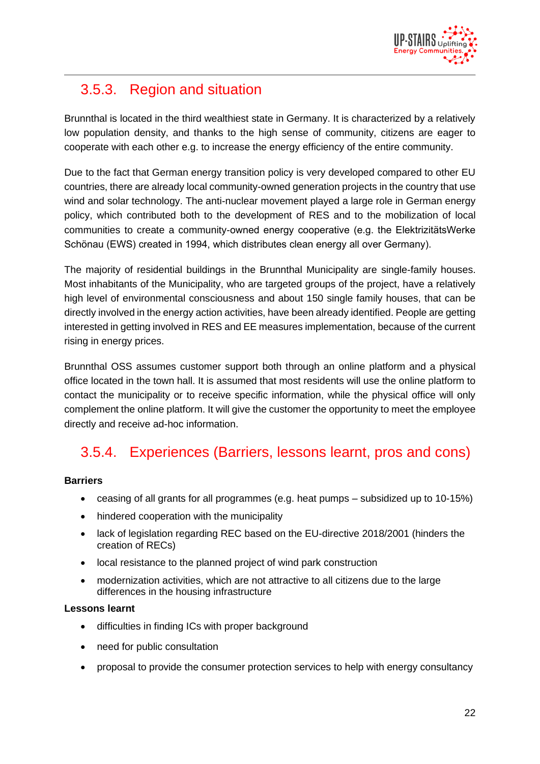### 3.5.3. Region and situation

Brunnthal is located in the third wealthiest state in Germany. It is characterized by a relatively low population density, and thanks to the high sense of community, citizens are eager to cooperate with each other e.g. to increase the energy efficiency of the entire community.

Due to the fact that German energy transition policy is very developed compared to other EU countries, there are already local community-owned generation projects in the country that use wind and solar technology. The anti-nuclear movement played a large role in German energy policy, which contributed both to the development of RES and to the mobilization of local communities to create a community-owned energy cooperative (e.g. the ElektrizitätsWerke Schönau (EWS) created in 1994, which distributes clean energy all over Germany).

The majority of residential buildings in the Brunnthal Municipality are single-family houses. Most inhabitants of the Municipality, who are targeted groups of the project, have a relatively high level of environmental consciousness and about 150 single family houses, that can be directly involved in the energy action activities, have been already identified. People are getting interested in getting involved in RES and EE measures implementation, because of the current rising in energy prices.

Brunnthal OSS assumes customer support both through an online platform and a physical office located in the town hall. It is assumed that most residents will use the online platform to contact the municipality or to receive specific information, while the physical office will only complement the online platform. It will give the customer the opportunity to meet the employee directly and receive ad-hoc information.

### 3.5.4. Experiences (Barriers, lessons learnt, pros and cons)

**Barriers**

- ceasing of all grants for all programmes (e.g. heat pumps – subsidized up to 10-15%)
- hindered cooperation with the municipality
- lack of legislation regarding REC based on the EU-directive 2018/2001 (hinders the creation of RECs)
- local resistance to the planned project of wind park construction
- modernization activities, which are not attractive to all citizens due to the large differences in the housing infrastructure

**Lessons learnt**

- difficulties in finding ICs with proper background
- need for public consultation
- proposal to provide the consumer protection services to help with energy consultancy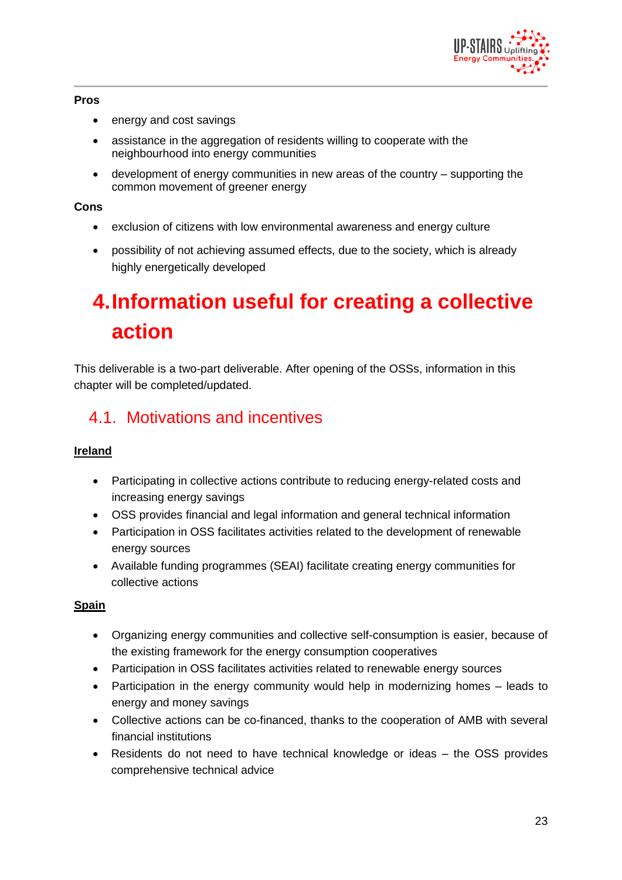**Pros**

- energy and cost savings
- assistance in the aggregation of residents willing to cooperate with the neighbourhood into energy communities
- development of energy communities in new areas of the country – supporting the common movement of greener energy

**Cons**

- exclusion of citizens with low environmental awareness and energy culture
- possibility of not achieving assumed effects, due to the society, which is already highly energetically developed

# 4. Information useful for creating a collective action

This deliverable is a two-part deliverable. After opening of the OSSs, information in this chapter will be completed/updated.

## 4.1. Motivations and incentives

**Ireland**

- Participating in collective actions contribute to reducing energy-related costs and increasing energy savings
- OSS provides financial and legal information and general technical information
- Participation in OSS facilitates activities related to the development of renewable energy sources
- Available funding programmes (SEAI) facilitate creating energy communities for collective actions

**Spain**

- Organizing energy communities and collective self-consumption is easier, because of the existing framework for the energy consumption cooperatives
- Participation in OSS facilitates activities related to renewable energy sources
- Participation in the energy community would help in modernizing homes – leads to energy and money savings
- Collective actions can be co-financed, thanks to the cooperation of AMB with several financial institutions
- Residents do not need to have technical knowledge or ideas – the OSS provides comprehensive technical advice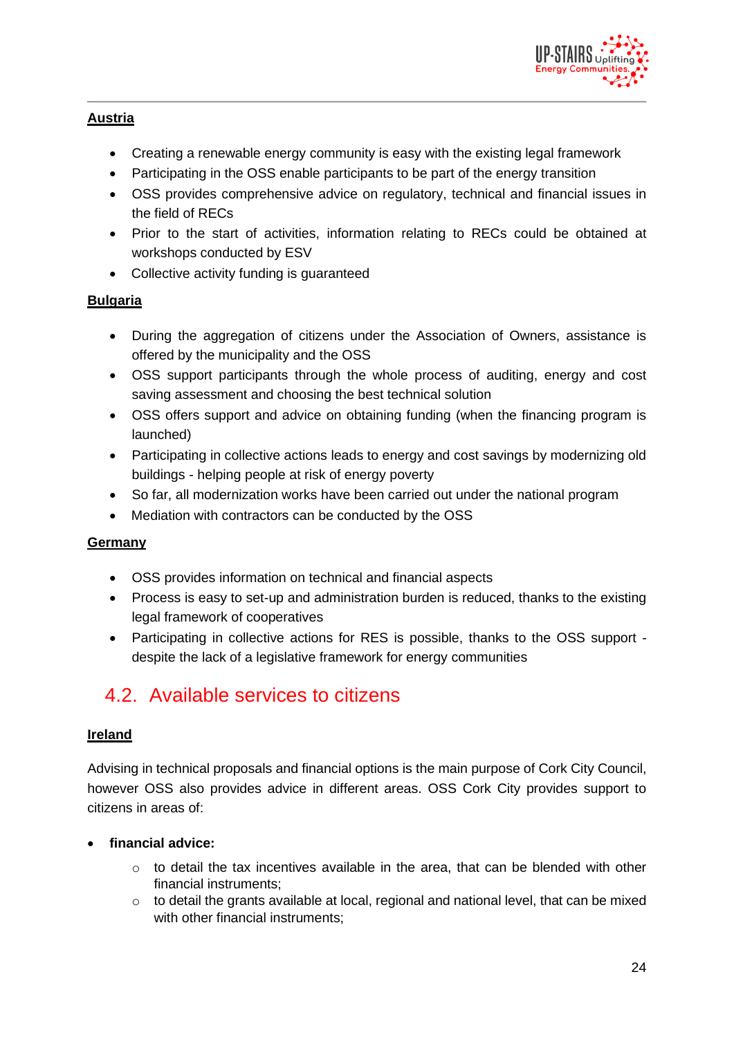**Austria**

- Creating a renewable energy community is easy with the existing legal framework
- Participating in the OSS enable participants to be part of the energy transition
- OSS provides comprehensive advice on regulatory, technical and financial issues in the field of RECs
- Prior to the start of activities, information relating to RECs could be obtained at workshops conducted by ESV
- Collective activity funding is guaranteed

**Bulgaria**

- During the aggregation of citizens under the Association of Owners, assistance is offered by the municipality and the OSS
- OSS support participants through the whole process of auditing, energy and cost saving assessment and choosing the best technical solution
- OSS offers support and advice on obtaining funding (when the financing program is launched)
- Participating in collective actions leads to energy and cost savings by modernizing old buildings - helping people at risk of energy poverty
- So far, all modernization works have been carried out under the national program
- Mediation with contractors can be conducted by the OSS

**Germany**

- OSS provides information on technical and financial aspects
- Process is easy to set-up and administration burden is reduced, thanks to the existing legal framework of cooperatives
- Participating in collective actions for RES is possible, thanks to the OSS support - despite the lack of a legislative framework for energy communities

## 4.2. Available services to citizens

**Ireland**

Advising in technical proposals and financial options is the main purpose of Cork City Council, however OSS also provides advice in different areas. OSS Cork City provides support to citizens in areas of:

- **financial advice:**
  - to detail the tax incentives available in the area, that can be blended with other financial instruments;
  - to detail the grants available at local, regional and national level, that can be mixed with other financial instruments;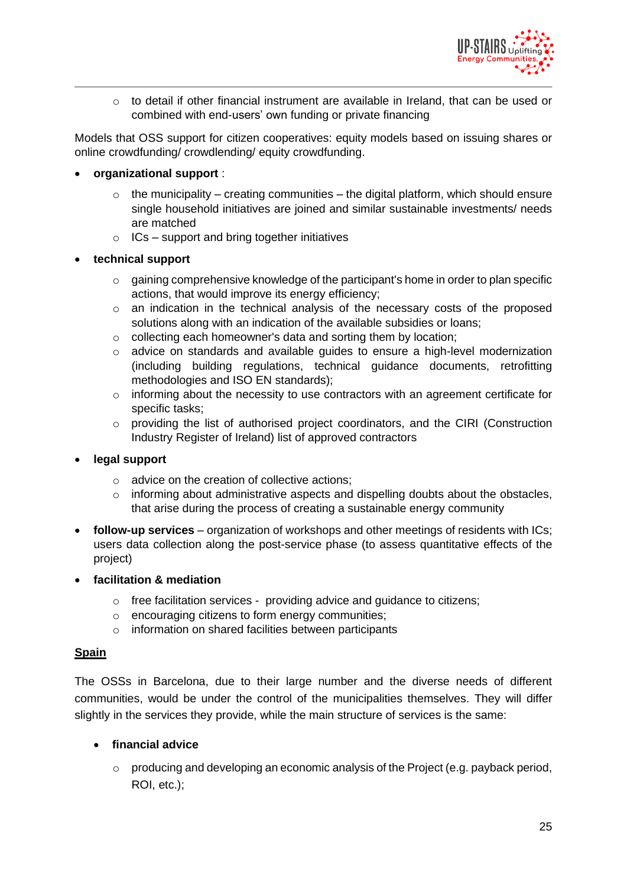- to detail if other financial instrument are available in Ireland, that can be used or combined with end-users' own funding or private financing

Models that OSS support for citizen cooperatives: equity models based on issuing shares or online crowdfunding/ crowdlending/ equity crowdfunding.

- **organizational support** :
    - the municipality – creating communities – the digital platform, which should ensure single household initiatives are joined and similar sustainable investments/ needs are matched
    - ICs – support and bring together initiatives
- **technical support**
    - gaining comprehensive knowledge of the participant's home in order to plan specific actions, that would improve its energy efficiency;
    - an indication in the technical analysis of the necessary costs of the proposed solutions along with an indication of the available subsidies or loans;
    - collecting each homeowner's data and sorting them by location;
    - advice on standards and available guides to ensure a high-level modernization (including building regulations, technical guidance documents, retrofitting methodologies and ISO EN standards);
    - informing about the necessity to use contractors with an agreement certificate for specific tasks;
    - providing the list of authorised project coordinators, and the CIRI (Construction Industry Register of Ireland) list of approved contractors
- **legal support**
    - advice on the creation of collective actions;
    - informing about administrative aspects and dispelling doubts about the obstacles, that arise during the process of creating a sustainable energy community
- **follow-up services** – organization of workshops and other meetings of residents with ICs; users data collection along the post-service phase (to assess quantitative effects of the project)
- **facilitation & mediation**
    - free facilitation services - providing advice and guidance to citizens;
    - encouraging citizens to form energy communities;
    - information on shared facilities between participants

**<u>Spain</u>**

The OSSs in Barcelona, due to their large number and the diverse needs of different communities, would be under the control of the municipalities themselves. They will differ slightly in the services they provide, while the main structure of services is the same:

- **financial advice**
    - producing and developing an economic analysis of the Project (e.g. payback period, ROI, etc.);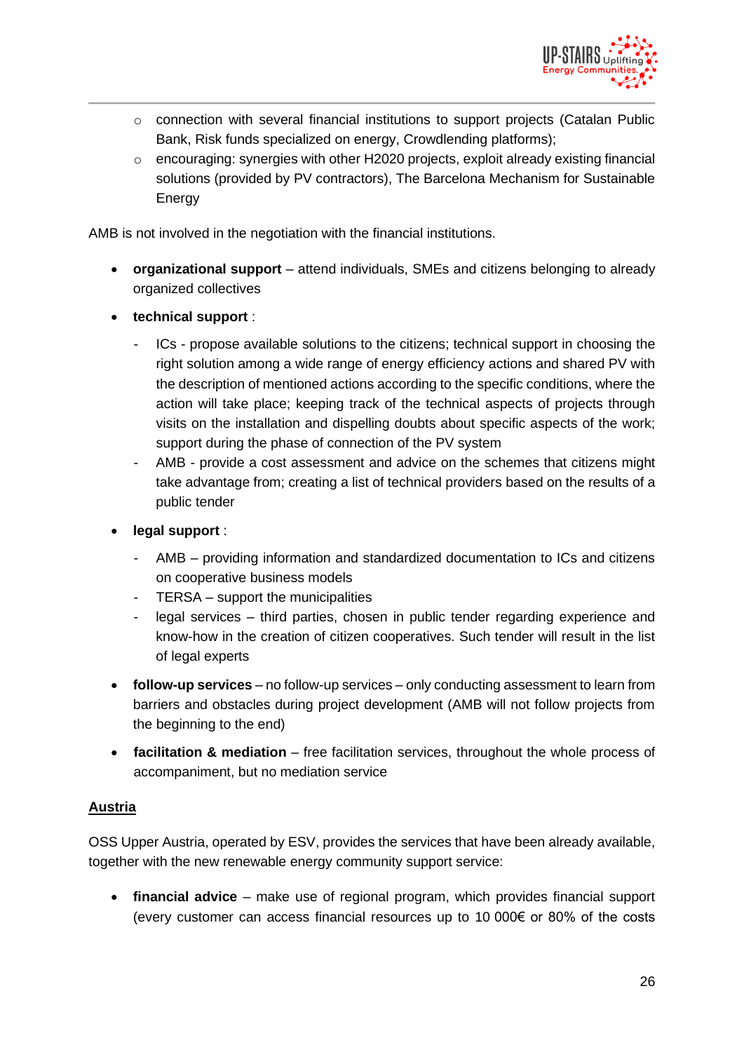- connection with several financial institutions to support projects (Catalan Public Bank, Risk funds specialized on energy, Crowdlending platforms);
    - encouraging: synergies with other H2020 projects, exploit already existing financial solutions (provided by PV contractors), The Barcelona Mechanism for Sustainable Energy

AMB is not involved in the negotiation with the financial institutions.

- **organizational support** – attend individuals, SMEs and citizens belonging to already organized collectives
- **technical support** :
    - ICs - propose available solutions to the citizens; technical support in choosing the right solution among a wide range of energy efficiency actions and shared PV with the description of mentioned actions according to the specific conditions, where the action will take place; keeping track of the technical aspects of projects through visits on the installation and dispelling doubts about specific aspects of the work; support during the phase of connection of the PV system
    - AMB - provide a cost assessment and advice on the schemes that citizens might take advantage from; creating a list of technical providers based on the results of a public tender
- **legal support** :
    - AMB – providing information and standardized documentation to ICs and citizens on cooperative business models
    - TERSA – support the municipalities
    - legal services – third parties, chosen in public tender regarding experience and know-how in the creation of citizen cooperatives. Such tender will result in the list of legal experts
- **follow-up services** – no follow-up services – only conducting assessment to learn from barriers and obstacles during project development (AMB will not follow projects from the beginning to the end)
- **facilitation & mediation** – free facilitation services, throughout the whole process of accompaniment, but no mediation service

**Austria**

OSS Upper Austria, operated by ESV, provides the services that have been already available, together with the new renewable energy community support service:

- **financial advice** – make use of regional program, which provides financial support (every customer can access financial resources up to 10 000€ or 80% of the costs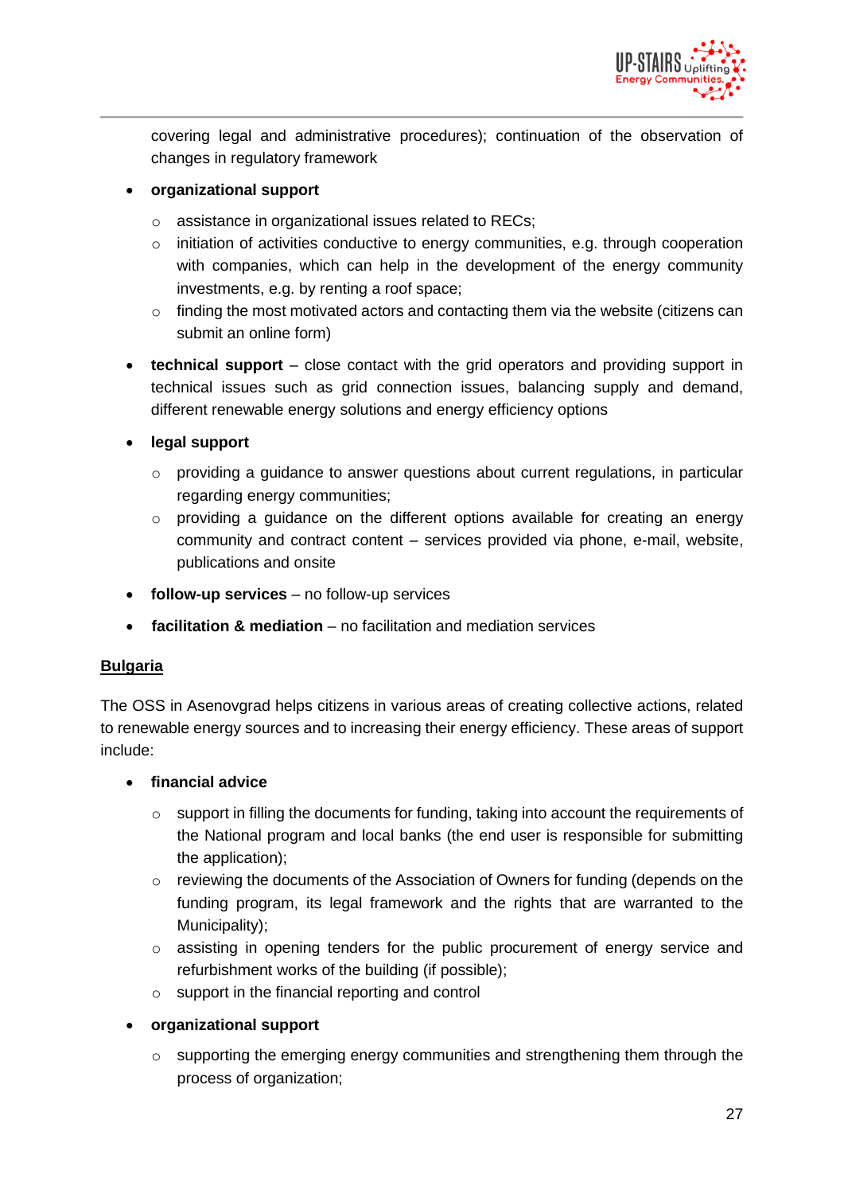covering legal and administrative procedures); continuation of the observation of changes in regulatory framework

- **organizational support**
  - assistance in organizational issues related to RECs;
  - initiation of activities conductive to energy communities, e.g. through cooperation with companies, which can help in the development of the energy community investments, e.g. by renting a roof space;
  - finding the most motivated actors and contacting them via the website (citizens can submit an online form)
- **technical support** – close contact with the grid operators and providing support in technical issues such as grid connection issues, balancing supply and demand, different renewable energy solutions and energy efficiency options
- **legal support**
  - providing a guidance to answer questions about current regulations, in particular regarding energy communities;
  - providing a guidance on the different options available for creating an energy community and contract content – services provided via phone, e-mail, website, publications and onsite
- **follow-up services** – no follow-up services
- **facilitation & mediation** – no facilitation and mediation services

**<u>Bulgaria</u>**

The OSS in Asenovgrad helps citizens in various areas of creating collective actions, related to renewable energy sources and to increasing their energy efficiency. These areas of support include:

- **financial advice**
  - support in filling the documents for funding, taking into account the requirements of the National program and local banks (the end user is responsible for submitting the application);
  - reviewing the documents of the Association of Owners for funding (depends on the funding program, its legal framework and the rights that are warranted to the Municipality);
  - assisting in opening tenders for the public procurement of energy service and refurbishment works of the building (if possible);
  - support in the financial reporting and control
- **organizational support**
  - supporting the emerging energy communities and strengthening them through the process of organization;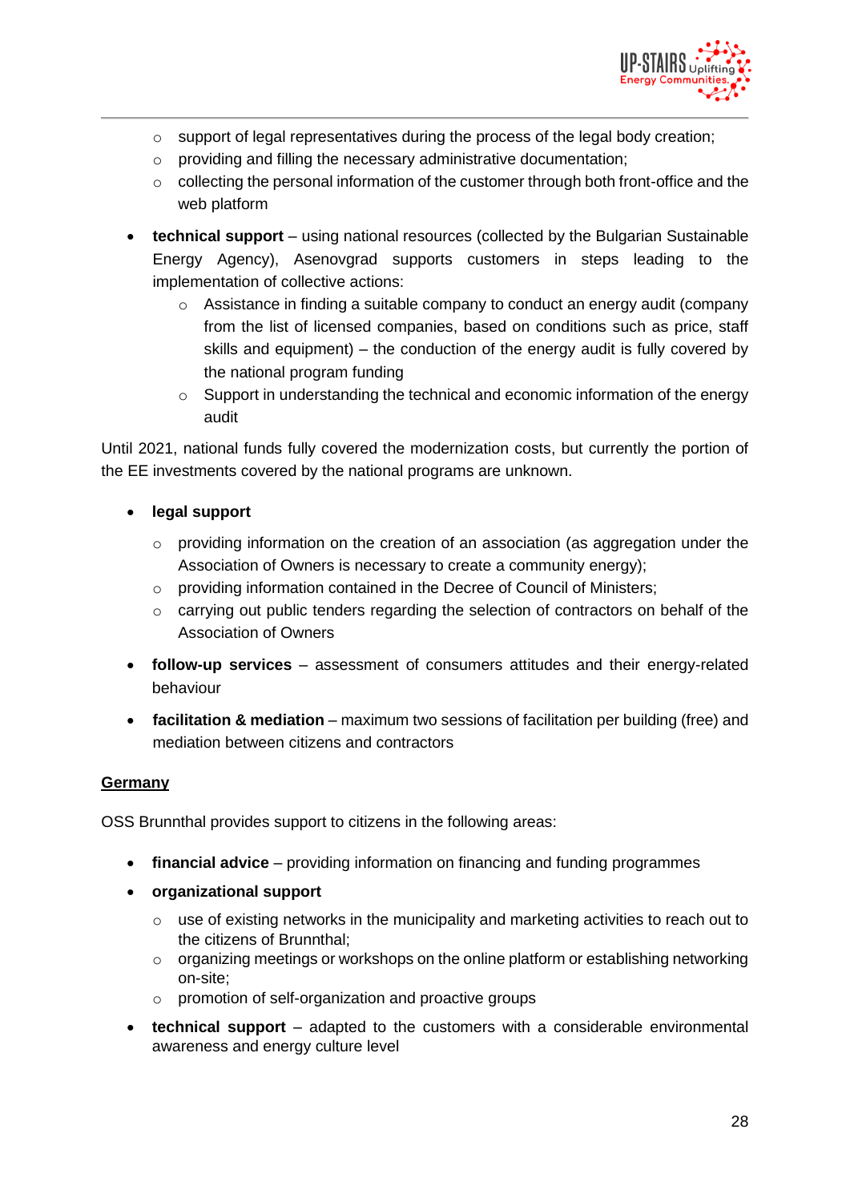- support of legal representatives during the process of the legal body creation;
  - providing and filling the necessary administrative documentation;
  - collecting the personal information of the customer through both front-office and the web platform

- **technical support** – using national resources (collected by the Bulgarian Sustainable Energy Agency), Asenovgrad supports customers in steps leading to the implementation of collective actions:
  - Assistance in finding a suitable company to conduct an energy audit (company from the list of licensed companies, based on conditions such as price, staff skills and equipment) – the conduction of the energy audit is fully covered by the national program funding
  - Support in understanding the technical and economic information of the energy audit

Until 2021, national funds fully covered the modernization costs, but currently the portion of the EE investments covered by the national programs are unknown.

- **legal support**
  - providing information on the creation of an association (as aggregation under the Association of Owners is necessary to create a community energy);
  - providing information contained in the Decree of Council of Ministers;
  - carrying out public tenders regarding the selection of contractors on behalf of the Association of Owners
- **follow-up services** – assessment of consumers attitudes and their energy-related behaviour
- **facilitation & mediation** – maximum two sessions of facilitation per building (free) and mediation between citizens and contractors

**<u>Germany</u>**

OSS Brunnthal provides support to citizens in the following areas:

- **financial advice** – providing information on financing and funding programmes
- **organizational support**
  - use of existing networks in the municipality and marketing activities to reach out to the citizens of Brunnthal;
  - organizing meetings or workshops on the online platform or establishing networking on-site;
  - promotion of self-organization and proactive groups
- **technical support** – adapted to the customers with a considerable environmental awareness and energy culture level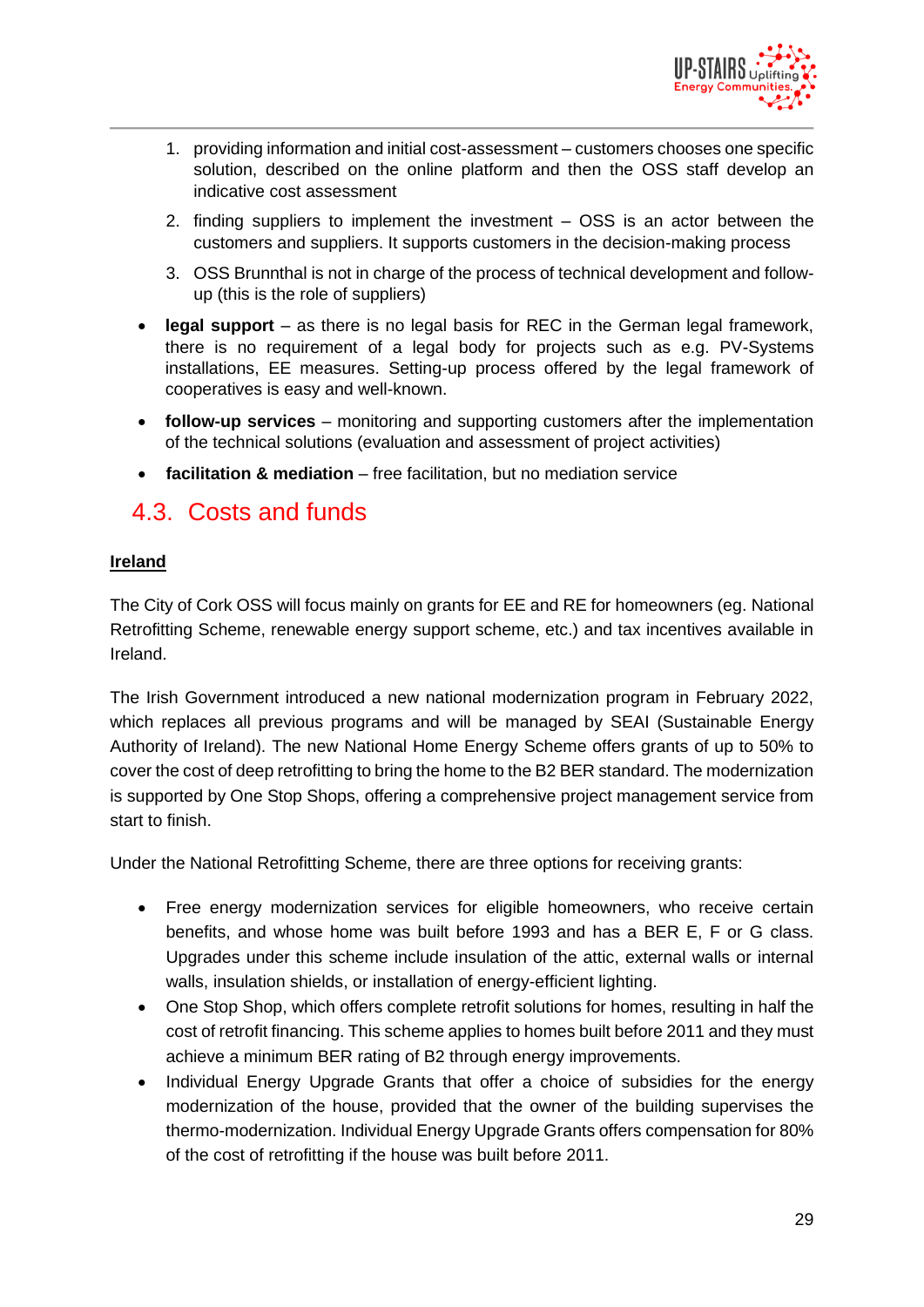1. providing information and initial cost-assessment – customers chooses one specific solution, described on the online platform and then the OSS staff develop an indicative cost assessment
2. finding suppliers to implement the investment – OSS is an actor between the customers and suppliers. It supports customers in the decision-making process
3. OSS Brunnthal is not in charge of the process of technical development and follow-up (this is the role of suppliers)

- **legal support** – as there is no legal basis for REC in the German legal framework, there is no requirement of a legal body for projects such as e.g. PV-Systems installations, EE measures. Setting-up process offered by the legal framework of cooperatives is easy and well-known.
- **follow-up services** – monitoring and supporting customers after the implementation of the technical solutions (evaluation and assessment of project activities)
- **facilitation & mediation** – free facilitation, but no mediation service

## 4.3. Costs and funds

**Ireland**

The City of Cork OSS will focus mainly on grants for EE and RE for homeowners (eg. National Retrofitting Scheme, renewable energy support scheme, etc.) and tax incentives available in Ireland.

The Irish Government introduced a new national modernization program in February 2022, which replaces all previous programs and will be managed by SEAI (Sustainable Energy Authority of Ireland). The new National Home Energy Scheme offers grants of up to 50% to cover the cost of deep retrofitting to bring the home to the B2 BER standard. The modernization is supported by One Stop Shops, offering a comprehensive project management service from start to finish.

Under the National Retrofitting Scheme, there are three options for receiving grants:

- Free energy modernization services for eligible homeowners, who receive certain benefits, and whose home was built before 1993 and has a BER E, F or G class. Upgrades under this scheme include insulation of the attic, external walls or internal walls, insulation shields, or installation of energy-efficient lighting.
- One Stop Shop, which offers complete retrofit solutions for homes, resulting in half the cost of retrofit financing. This scheme applies to homes built before 2011 and they must achieve a minimum BER rating of B2 through energy improvements.
- Individual Energy Upgrade Grants that offer a choice of subsidies for the energy modernization of the house, provided that the owner of the building supervises the thermo-modernization. Individual Energy Upgrade Grants offers compensation for 80% of the cost of retrofitting if the house was built before 2011.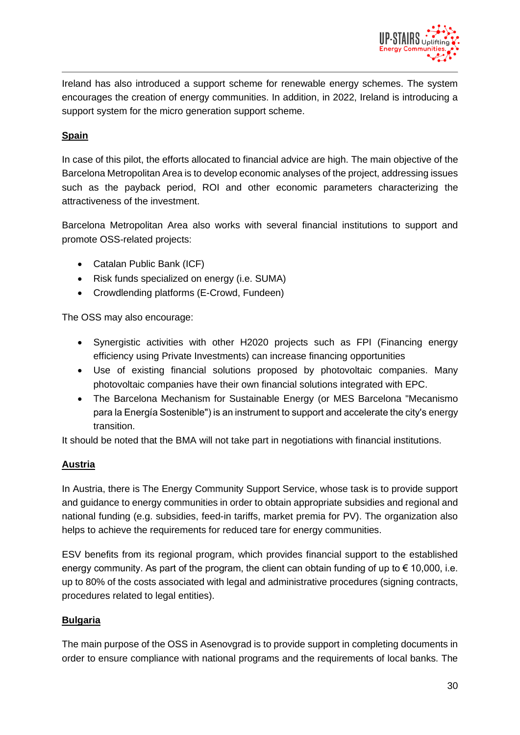Ireland has also introduced a support scheme for renewable energy schemes. The system encourages the creation of energy communities. In addition, in 2022, Ireland is introducing a support system for the micro generation support scheme.

**Spain**

In case of this pilot, the efforts allocated to financial advice are high. The main objective of the Barcelona Metropolitan Area is to develop economic analyses of the project, addressing issues such as the payback period, ROI and other economic parameters characterizing the attractiveness of the investment.

Barcelona Metropolitan Area also works with several financial institutions to support and promote OSS-related projects:

- Catalan Public Bank (ICF)
- Risk funds specialized on energy (i.e. SUMA)
- Crowdlending platforms (E-Crowd, Fundeen)

The OSS may also encourage:

- Synergistic activities with other H2020 projects such as FPI (Financing energy efficiency using Private Investments) can increase financing opportunities
- Use of existing financial solutions proposed by photovoltaic companies. Many photovoltaic companies have their own financial solutions integrated with EPC.
- The Barcelona Mechanism for Sustainable Energy (or MES Barcelona "Mecanismo para la Energía Sostenible") is an instrument to support and accelerate the city's energy transition.

It should be noted that the BMA will not take part in negotiations with financial institutions.

**Austria**

In Austria, there is The Energy Community Support Service, whose task is to provide support and guidance to energy communities in order to obtain appropriate subsidies and regional and national funding (e.g. subsidies, feed-in tariffs, market premia for PV). The organization also helps to achieve the requirements for reduced tare for energy communities.

ESV benefits from its regional program, which provides financial support to the established energy community. As part of the program, the client can obtain funding of up to € 10,000, i.e. up to 80% of the costs associated with legal and administrative procedures (signing contracts, procedures related to legal entities).

**Bulgaria**

The main purpose of the OSS in Asenovgrad is to provide support in completing documents in order to ensure compliance with national programs and the requirements of local banks. The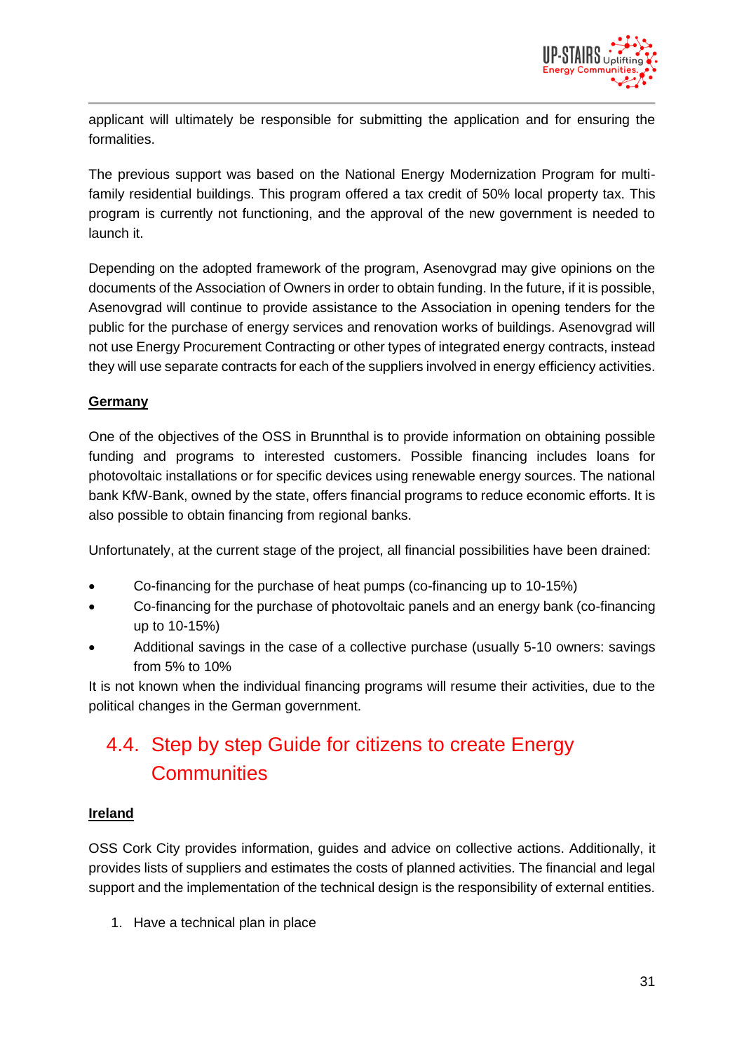applicant will ultimately be responsible for submitting the application and for ensuring the formalities.

The previous support was based on the National Energy Modernization Program for multi-family residential buildings. This program offered a tax credit of 50% local property tax. This program is currently not functioning, and the approval of the new government is needed to launch it.

Depending on the adopted framework of the program, Asenovgrad may give opinions on the documents of the Association of Owners in order to obtain funding. In the future, if it is possible, Asenovgrad will continue to provide assistance to the Association in opening tenders for the public for the purchase of energy services and renovation works of buildings. Asenovgrad will not use Energy Procurement Contracting or other types of integrated energy contracts, instead they will use separate contracts for each of the suppliers involved in energy efficiency activities.

**Germany**

One of the objectives of the OSS in Brunnthal is to provide information on obtaining possible funding and programs to interested customers. Possible financing includes loans for photovoltaic installations or for specific devices using renewable energy sources. The national bank KfW-Bank, owned by the state, offers financial programs to reduce economic efforts. It is also possible to obtain financing from regional banks.

Unfortunately, at the current stage of the project, all financial possibilities have been drained:

- Co-financing for the purchase of heat pumps (co-financing up to 10-15%)
- Co-financing for the purchase of photovoltaic panels and an energy bank (co-financing up to 10-15%)
- Additional savings in the case of a collective purchase (usually 5-10 owners: savings from 5% to 10%

It is not known when the individual financing programs will resume their activities, due to the political changes in the German government.

## 4.4. Step by step Guide for citizens to create Energy Communities

**Ireland**

OSS Cork City provides information, guides and advice on collective actions. Additionally, it provides lists of suppliers and estimates the costs of planned activities. The financial and legal support and the implementation of the technical design is the responsibility of external entities.

1. Have a technical plan in place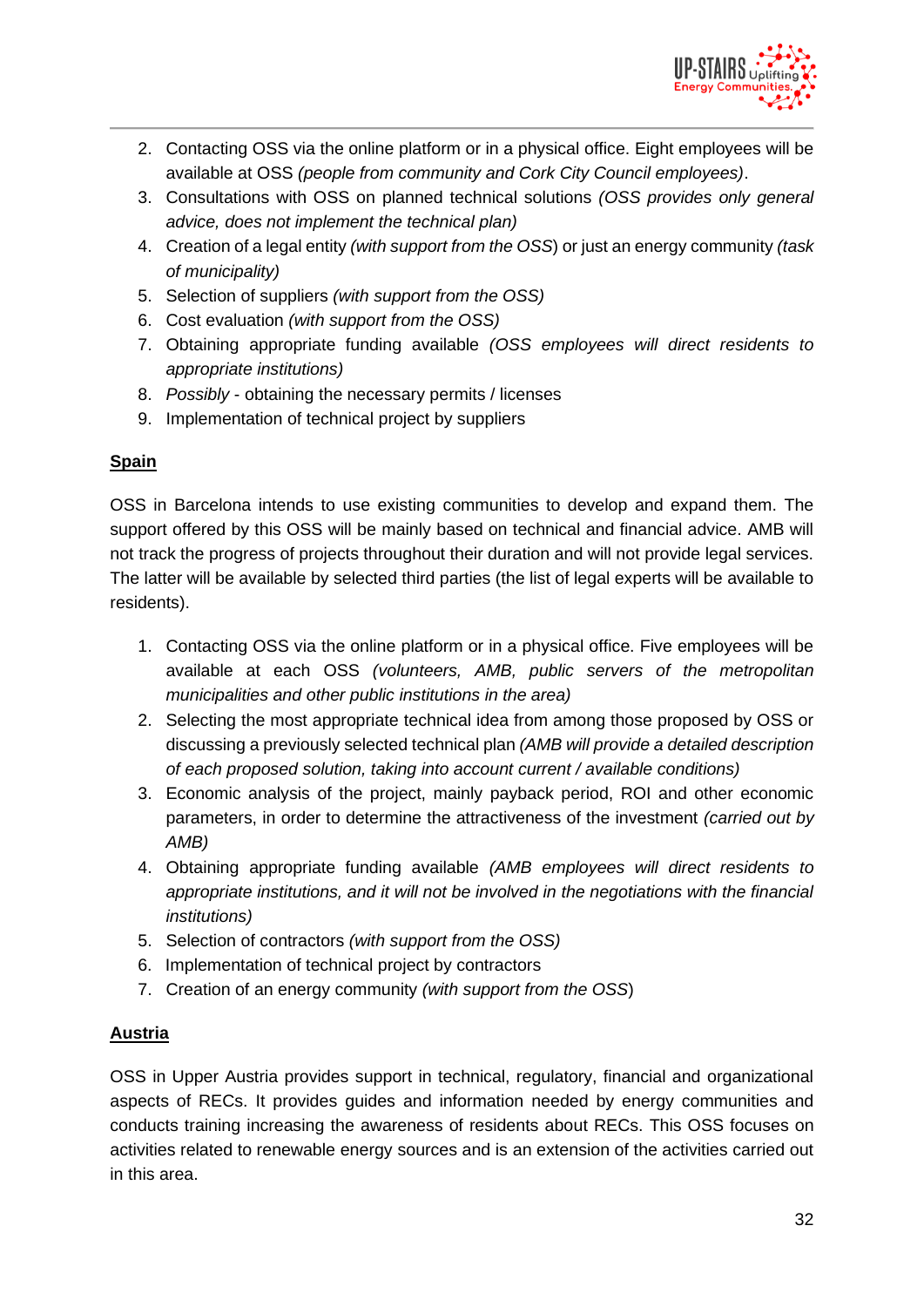2. Contacting OSS via the online platform or in a physical office. Eight employees will be available at OSS *(people from community and Cork City Council employees)*.
3. Consultations with OSS on planned technical solutions *(OSS provides only general advice, does not implement the technical plan)*
4. Creation of a legal entity *(with support from the OSS*) or just an energy community *(task of municipality)*
5. Selection of suppliers *(with support from the OSS)*
6. Cost evaluation *(with support from the OSS)*
7. Obtaining appropriate funding available *(OSS employees will direct residents to appropriate institutions)*
8. *Possibly* - obtaining the necessary permits / licenses
9. Implementation of technical project by suppliers

**<u>Spain</u>**

OSS in Barcelona intends to use existing communities to develop and expand them. The support offered by this OSS will be mainly based on technical and financial advice. AMB will not track the progress of projects throughout their duration and will not provide legal services. The latter will be available by selected third parties (the list of legal experts will be available to residents).

1. Contacting OSS via the online platform or in a physical office. Five employees will be available at each OSS *(volunteers, AMB, public servers of the metropolitan municipalities and other public institutions in the area)*
2. Selecting the most appropriate technical idea from among those proposed by OSS or discussing a previously selected technical plan *(AMB will provide a detailed description of each proposed solution, taking into account current / available conditions)*
3. Economic analysis of the project, mainly payback period, ROI and other economic parameters, in order to determine the attractiveness of the investment *(carried out by AMB)*
4. Obtaining appropriate funding available *(AMB employees will direct residents to appropriate institutions, and it will not be involved in the negotiations with the financial institutions)*
5. Selection of contractors *(with support from the OSS)*
6. Implementation of technical project by contractors
7. Creation of an energy community *(with support from the OSS*)

**<u>Austria</u>**

OSS in Upper Austria provides support in technical, regulatory, financial and organizational aspects of RECs. It provides guides and information needed by energy communities and conducts training increasing the awareness of residents about RECs. This OSS focuses on activities related to renewable energy sources and is an extension of the activities carried out in this area.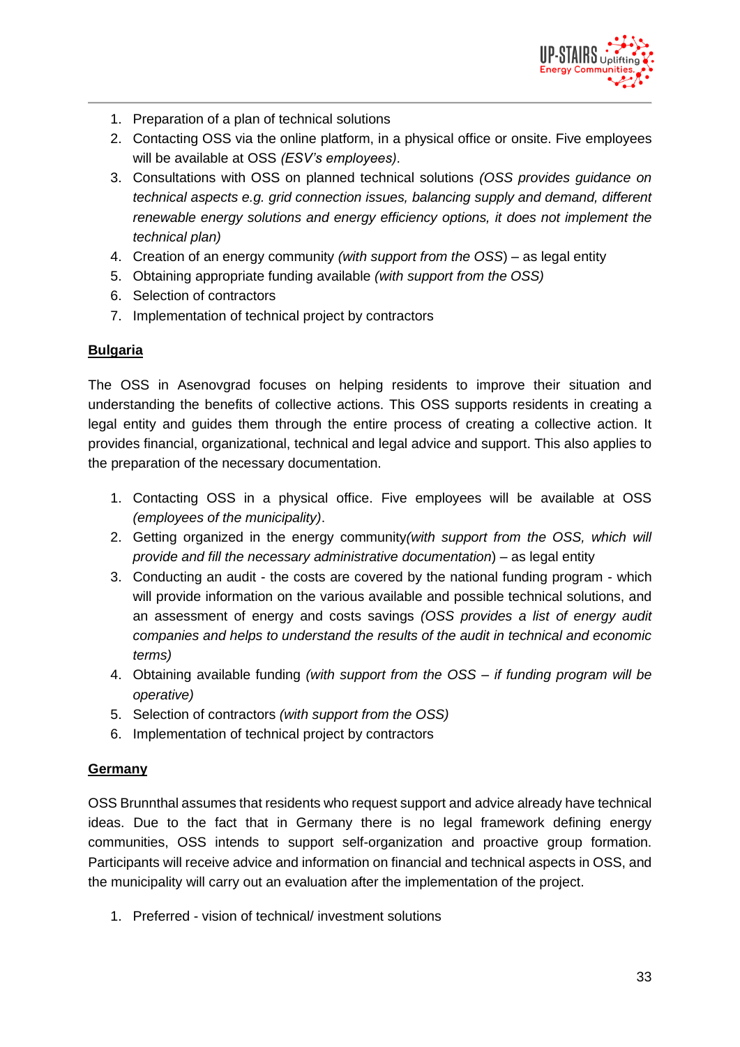1. Preparation of a plan of technical solutions
2. Contacting OSS via the online platform, in a physical office or onsite. Five employees will be available at OSS *(ESV's employees)*.
3. Consultations with OSS on planned technical solutions *(OSS provides guidance on technical aspects e.g. grid connection issues, balancing supply and demand, different renewable energy solutions and energy efficiency options, it does not implement the technical plan)*
4. Creation of an energy community *(with support from the OSS)* – as legal entity
5. Obtaining appropriate funding available *(with support from the OSS)*
6. Selection of contractors
7. Implementation of technical project by contractors

**Bulgaria**

The OSS in Asenovgrad focuses on helping residents to improve their situation and understanding the benefits of collective actions. This OSS supports residents in creating a legal entity and guides them through the entire process of creating a collective action. It provides financial, organizational, technical and legal advice and support. This also applies to the preparation of the necessary documentation.

1. Contacting OSS in a physical office. Five employees will be available at OSS *(employees of the municipality)*.
2. Getting organized in the energy community*(with support from the OSS, which will provide and fill the necessary administrative documentation)* – as legal entity
3. Conducting an audit - the costs are covered by the national funding program - which will provide information on the various available and possible technical solutions, and an assessment of energy and costs savings *(OSS provides a list of energy audit companies and helps to understand the results of the audit in technical and economic terms)*
4. Obtaining available funding *(with support from the OSS – if funding program will be operative)*
5. Selection of contractors *(with support from the OSS)*
6. Implementation of technical project by contractors

**Germany**

OSS Brunnthal assumes that residents who request support and advice already have technical ideas. Due to the fact that in Germany there is no legal framework defining energy communities, OSS intends to support self-organization and proactive group formation. Participants will receive advice and information on financial and technical aspects in OSS, and the municipality will carry out an evaluation after the implementation of the project.

1. Preferred - vision of technical/ investment solutions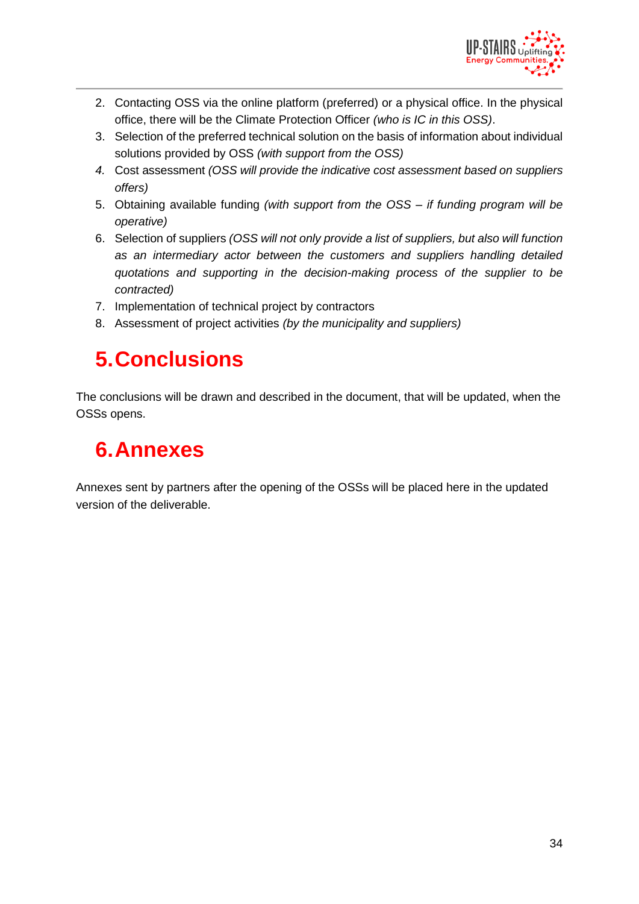2. Contacting OSS via the online platform (preferred) or a physical office. In the physical office, there will be the Climate Protection Officer *(who is IC in this OSS)*.
3. Selection of the preferred technical solution on the basis of information about individual solutions provided by OSS *(with support from the OSS)*
4. Cost assessment *(OSS will provide the indicative cost assessment based on suppliers offers)*
5. Obtaining available funding *(with support from the OSS – if funding program will be operative)*
6. Selection of suppliers *(OSS will not only provide a list of suppliers, but also will function as an intermediary actor between the customers and suppliers handling detailed quotations and supporting in the decision-making process of the supplier to be contracted)*
7. Implementation of technical project by contractors
8. Assessment of project activities *(by the municipality and suppliers)*

# 5. Conclusions

The conclusions will be drawn and described in the document, that will be updated, when the OSSs opens.

# 6. Annexes

Annexes sent by partners after the opening of the OSSs will be placed here in the updated version of the deliverable.